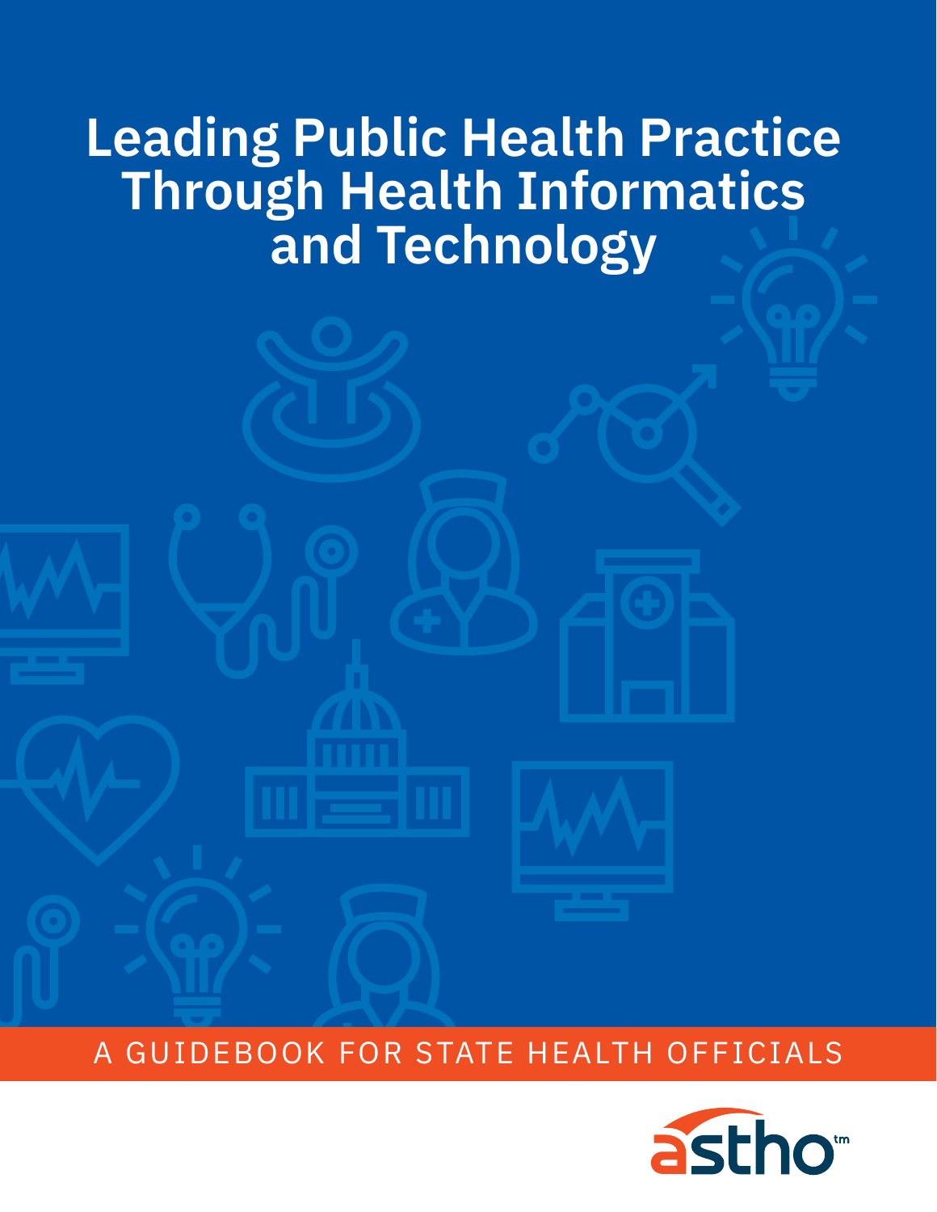# Leading Public Health Practice Through Health Informatics and Technology

A GUIDEBOOK FOR STATE HEALTH OFFICIALS

astho™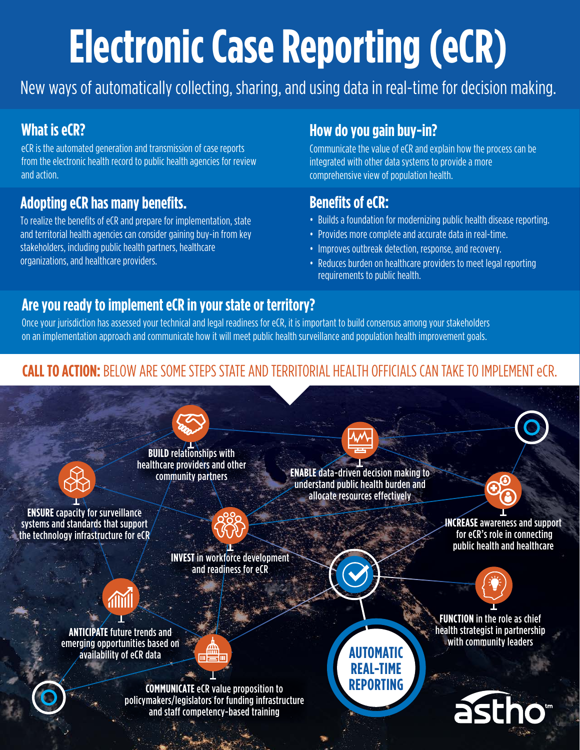# Electronic Case Reporting (eCR)

New ways of automatically collecting, sharing, and using data in real-time for decision making.

## What is eCR?

eCR is the automated generation and transmission of case reports from the electronic health record to public health agencies for review and action.

## Adopting eCR has many benefits.

To realize the benefits of eCR and prepare for implementation, state and territorial health agencies can consider gaining buy-in from key stakeholders, including public health partners, healthcare organizations, and healthcare providers.

## How do you gain buy-in?

Communicate the value of eCR and explain how the process can be integrated with other data systems to provide a more comprehensive view of population health.

## Benefits of eCR:

- Builds a foundation for modernizing public health disease reporting.
- Provides more complete and accurate data in real-time.
- Improves outbreak detection, response, and recovery.
- Reduces burden on healthcare providers to meet legal reporting requirements to public health.

## Are you ready to implement eCR in your state or territory?

Once your jurisdiction has assessed your technical and legal readiness for eCR, it is important to build consensus among your stakeholders on an implementation approach and communicate how it will meet public health surveillance and population health improvement goals.

**CALL TO ACTION:** BELOW ARE SOME STEPS STATE AND TERRITORIAL HEALTH OFFICIALS CAN TAKE TO IMPLEMENT eCR.

- **ENSURE** capacity for surveillance systems and standards that support the technology infrastructure for eCR
- **BUILD** relationships with healthcare providers and other community partners
- **ENABLE** data-driven decision making to understand public health burden and allocate resources effectively
- **INCREASE** awareness and support for eCR's role in connecting public health and healthcare
- **INVEST** in workforce development and readiness for eCR
- **ANTICIPATE** future trends and emerging opportunities based on availability of eCR data
- **COMMUNICATE** eCR value proposition to policymakers/legislators for funding infrastructure and staff competency-based training
- **FUNCTION** in the role as chief health strategist in partnership with community leaders

**AUTOMATIC REAL-TIME REPORTING**

astho™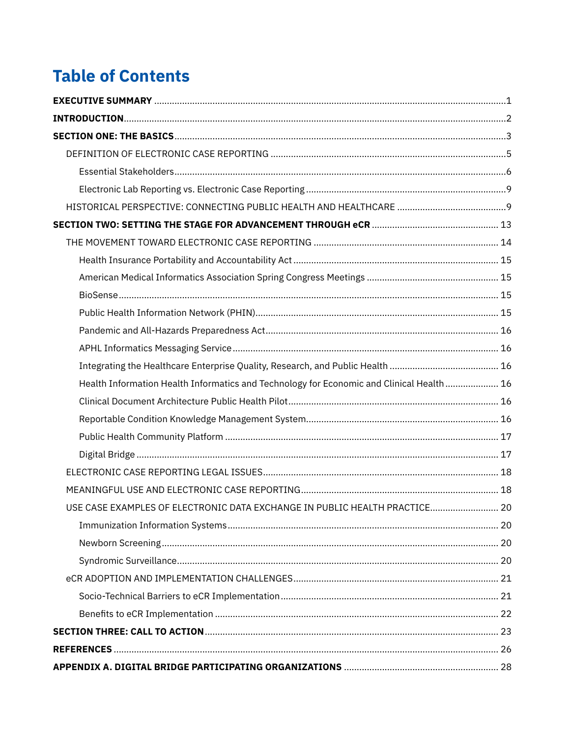# Table of Contents

**EXECUTIVE SUMMARY** .......... 1

**INTRODUCTION** .......... 2

**SECTION ONE: THE BASICS** .......... 3

- DEFINITION OF ELECTRONIC CASE REPORTING .......... 5
  - Essential Stakeholders .......... 6
  - Electronic Lab Reporting vs. Electronic Case Reporting .......... 9
- HISTORICAL PERSPECTIVE: CONNECTING PUBLIC HEALTH AND HEALTHCARE .......... 9

**SECTION TWO: SETTING THE STAGE FOR ADVANCEMENT THROUGH eCR** .......... 13

- THE MOVEMENT TOWARD ELECTRONIC CASE REPORTING .......... 14
  - Health Insurance Portability and Accountability Act .......... 15
  - American Medical Informatics Association Spring Congress Meetings .......... 15
  - BioSense .......... 15
  - Public Health Information Network (PHIN) .......... 15
  - Pandemic and All-Hazards Preparedness Act .......... 16
  - APHL Informatics Messaging Service .......... 16
  - Integrating the Healthcare Enterprise Quality, Research, and Public Health .......... 16
  - Health Information Health Informatics and Technology for Economic and Clinical Health .......... 16
  - Clinical Document Architecture Public Health Pilot .......... 16
  - Reportable Condition Knowledge Management System .......... 16
  - Public Health Community Platform .......... 17
  - Digital Bridge .......... 17
- ELECTRONIC CASE REPORTING LEGAL ISSUES .......... 18
- MEANINGFUL USE AND ELECTRONIC CASE REPORTING .......... 18
- USE CASE EXAMPLES OF ELECTRONIC DATA EXCHANGE IN PUBLIC HEALTH PRACTICE .......... 20
  - Immunization Information Systems .......... 20
  - Newborn Screening .......... 20
  - Syndromic Surveillance .......... 20
- eCR ADOPTION AND IMPLEMENTATION CHALLENGES .......... 21
  - Socio-Technical Barriers to eCR Implementation .......... 21
  - Benefits to eCR Implementation .......... 22

**SECTION THREE: CALL TO ACTION** .......... 23

**REFERENCES** .......... 26

**APPENDIX A. DIGITAL BRIDGE PARTICIPATING ORGANIZATIONS** .......... 28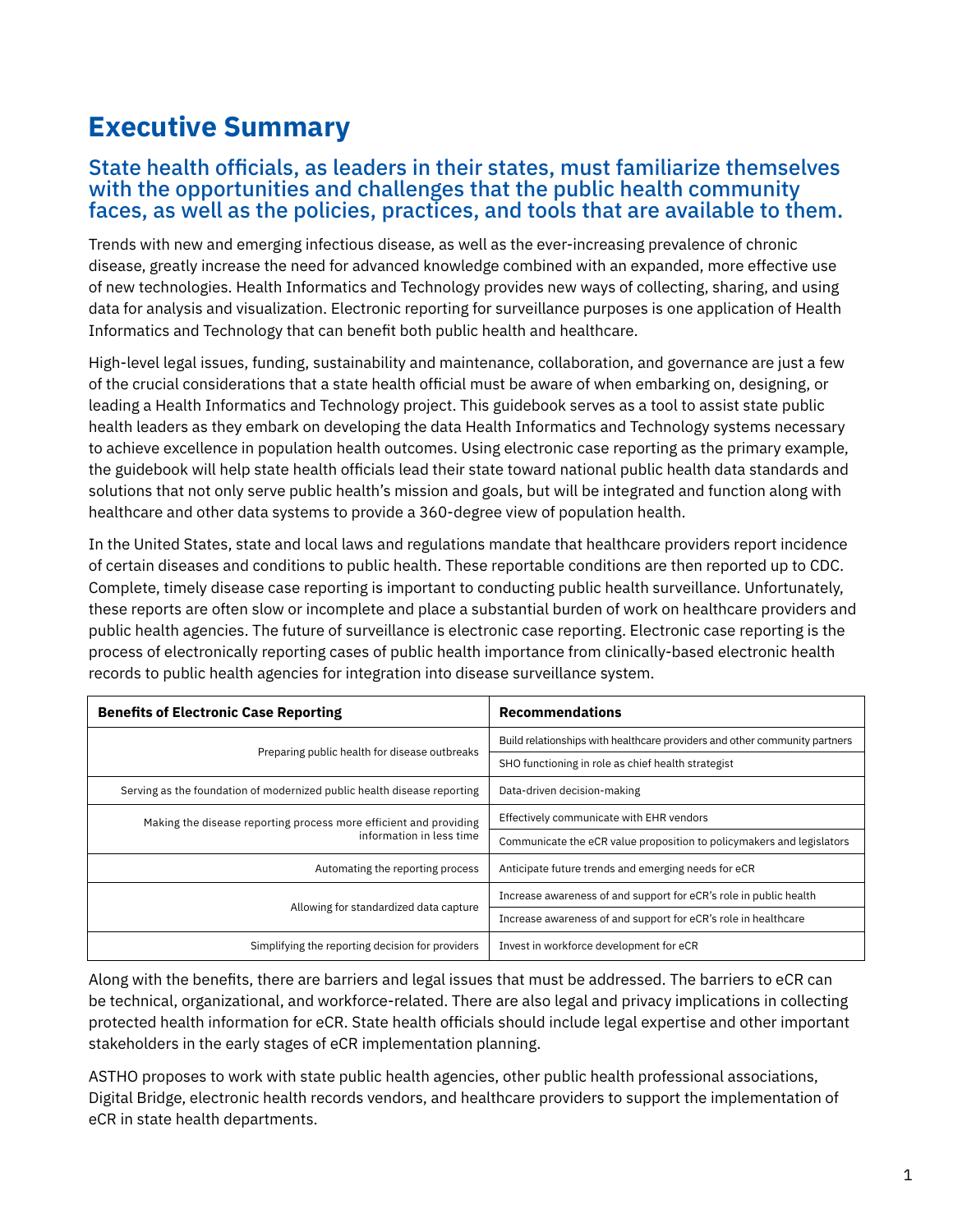# Executive Summary

## State health officials, as leaders in their states, must familiarize themselves with the opportunities and challenges that the public health community faces, as well as the policies, practices, and tools that are available to them.

Trends with new and emerging infectious disease, as well as the ever-increasing prevalence of chronic disease, greatly increase the need for advanced knowledge combined with an expanded, more effective use of new technologies. Health Informatics and Technology provides new ways of collecting, sharing, and using data for analysis and visualization. Electronic reporting for surveillance purposes is one application of Health Informatics and Technology that can benefit both public health and healthcare.

High-level legal issues, funding, sustainability and maintenance, collaboration, and governance are just a few of the crucial considerations that a state health official must be aware of when embarking on, designing, or leading a Health Informatics and Technology project. This guidebook serves as a tool to assist state public health leaders as they embark on developing the data Health Informatics and Technology systems necessary to achieve excellence in population health outcomes. Using electronic case reporting as the primary example, the guidebook will help state health officials lead their state toward national public health data standards and solutions that not only serve public health's mission and goals, but will be integrated and function along with healthcare and other data systems to provide a 360-degree view of population health.

In the United States, state and local laws and regulations mandate that healthcare providers report incidence of certain diseases and conditions to public health. These reportable conditions are then reported up to CDC. Complete, timely disease case reporting is important to conducting public health surveillance. Unfortunately, these reports are often slow or incomplete and place a substantial burden of work on healthcare providers and public health agencies. The future of surveillance is electronic case reporting. Electronic case reporting is the process of electronically reporting cases of public health importance from clinically-based electronic health records to public health agencies for integration into disease surveillance system.

| Benefits of Electronic Case Reporting | Recommendations |
|---|---|
| Preparing public health for disease outbreaks | Build relationships with healthcare providers and other community partners |
| | SHO functioning in role as chief health strategist |
| Serving as the foundation of modernized public health disease reporting | Data-driven decision-making |
| Making the disease reporting process more efficient and providing information in less time | Effectively communicate with EHR vendors |
| | Communicate the eCR value proposition to policymakers and legislators |
| Automating the reporting process | Anticipate future trends and emerging needs for eCR |
| Allowing for standardized data capture | Increase awareness of and support for eCR's role in public health |
| | Increase awareness of and support for eCR's role in healthcare |
| Simplifying the reporting decision for providers | Invest in workforce development for eCR |

Along with the benefits, there are barriers and legal issues that must be addressed. The barriers to eCR can be technical, organizational, and workforce-related. There are also legal and privacy implications in collecting protected health information for eCR. State health officials should include legal expertise and other important stakeholders in the early stages of eCR implementation planning.

ASTHO proposes to work with state public health agencies, other public health professional associations, Digital Bridge, electronic health records vendors, and healthcare providers to support the implementation of eCR in state health departments.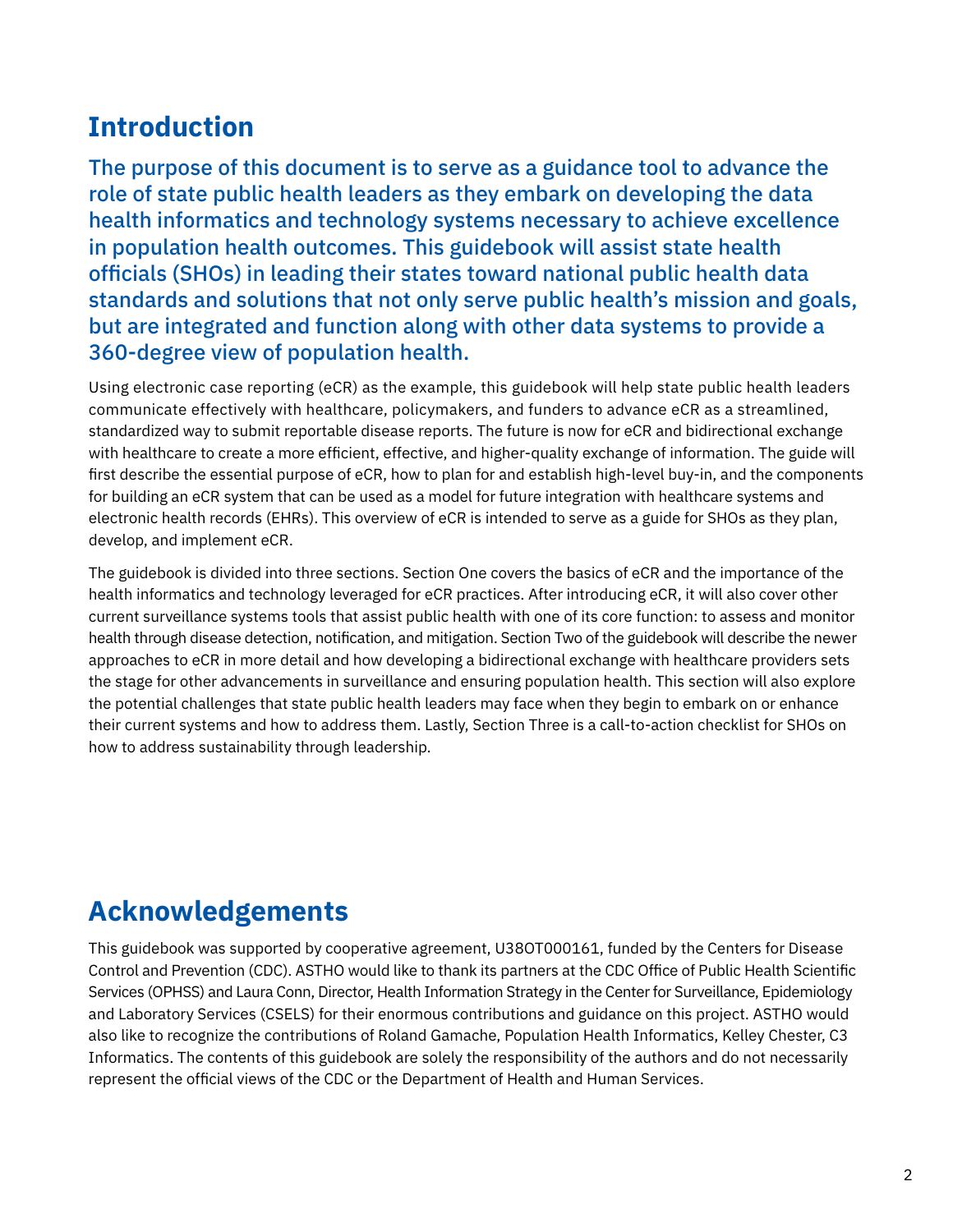## Introduction

**The purpose of this document is to serve as a guidance tool to advance the role of state public health leaders as they embark on developing the data health informatics and technology systems necessary to achieve excellence in population health outcomes. This guidebook will assist state health officials (SHOs) in leading their states toward national public health data standards and solutions that not only serve public health's mission and goals, but are integrated and function along with other data systems to provide a 360-degree view of population health.**

Using electronic case reporting (eCR) as the example, this guidebook will help state public health leaders communicate effectively with healthcare, policymakers, and funders to advance eCR as a streamlined, standardized way to submit reportable disease reports. The future is now for eCR and bidirectional exchange with healthcare to create a more efficient, effective, and higher-quality exchange of information. The guide will first describe the essential purpose of eCR, how to plan for and establish high-level buy-in, and the components for building an eCR system that can be used as a model for future integration with healthcare systems and electronic health records (EHRs). This overview of eCR is intended to serve as a guide for SHOs as they plan, develop, and implement eCR.

The guidebook is divided into three sections. Section One covers the basics of eCR and the importance of the health informatics and technology leveraged for eCR practices. After introducing eCR, it will also cover other current surveillance systems tools that assist public health with one of its core function: to assess and monitor health through disease detection, notification, and mitigation. Section Two of the guidebook will describe the newer approaches to eCR in more detail and how developing a bidirectional exchange with healthcare providers sets the stage for other advancements in surveillance and ensuring population health. This section will also explore the potential challenges that state public health leaders may face when they begin to embark on or enhance their current systems and how to address them. Lastly, Section Three is a call-to-action checklist for SHOs on how to address sustainability through leadership.

## Acknowledgements

This guidebook was supported by cooperative agreement, U38OT000161, funded by the Centers for Disease Control and Prevention (CDC). ASTHO would like to thank its partners at the CDC Office of Public Health Scientific Services (OPHSS) and Laura Conn, Director, Health Information Strategy in the Center for Surveillance, Epidemiology and Laboratory Services (CSELS) for their enormous contributions and guidance on this project. ASTHO would also like to recognize the contributions of Roland Gamache, Population Health Informatics, Kelley Chester, C3 Informatics. The contents of this guidebook are solely the responsibility of the authors and do not necessarily represent the official views of the CDC or the Department of Health and Human Services.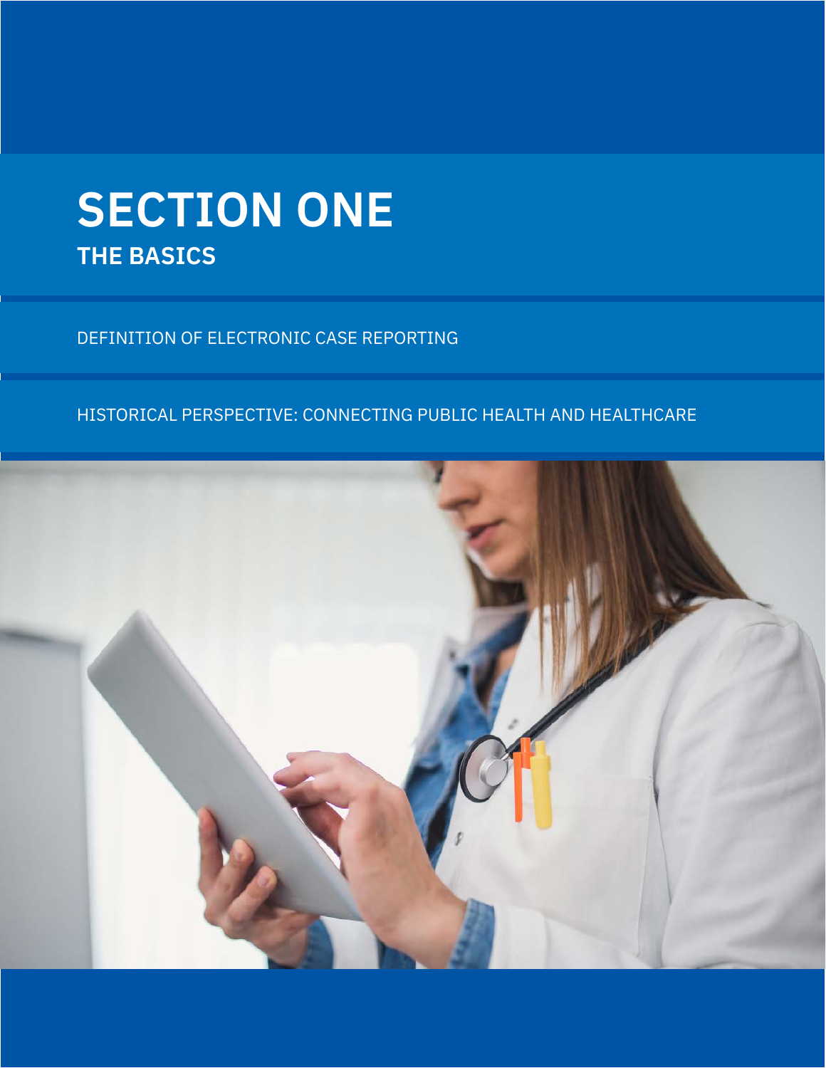# SECTION ONE

## THE BASICS

DEFINITION OF ELECTRONIC CASE REPORTING

HISTORICAL PERSPECTIVE: CONNECTING PUBLIC HEALTH AND HEALTHCARE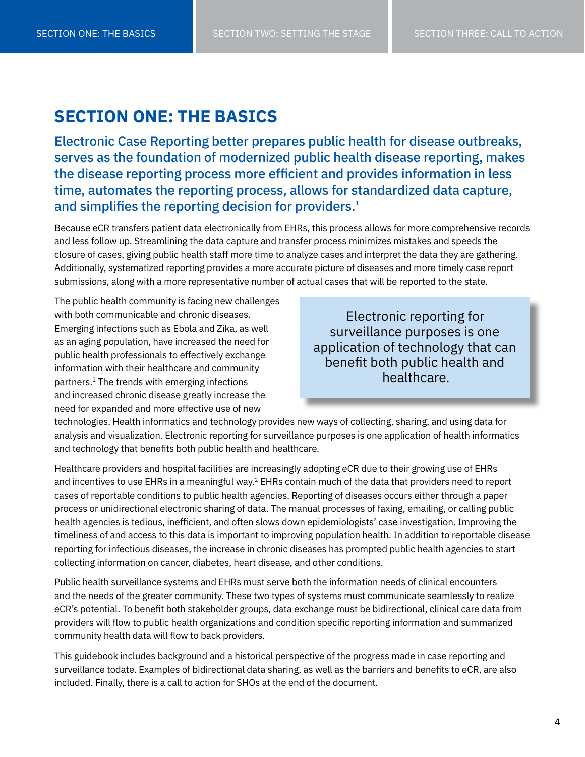## SECTION ONE: THE BASICS

**Electronic Case Reporting better prepares public health for disease outbreaks, serves as the foundation of modernized public health disease reporting, makes the disease reporting process more efficient and provides information in less time, automates the reporting process, allows for standardized data capture, and simplifies the reporting decision for providers.[1]**

Because eCR transfers patient data electronically from EHRs, this process allows for more comprehensive records and less follow up. Streamlining the data capture and transfer process minimizes mistakes and speeds the closure of cases, giving public health staff more time to analyze cases and interpret the data they are gathering. Additionally, systematized reporting provides a more accurate picture of diseases and more timely case report submissions, along with a more representative number of actual cases that will be reported to the state.

> Electronic reporting for surveillance purposes is one application of technology that can benefit both public health and healthcare.

The public health community is facing new challenges with both communicable and chronic diseases. Emerging infections such as Ebola and Zika, as well as an aging population, have increased the need for public health professionals to effectively exchange information with their healthcare and community partners.[1] The trends with emerging infections and increased chronic disease greatly increase the need for expanded and more effective use of new technologies. Health informatics and technology provides new ways of collecting, sharing, and using data for analysis and visualization. Electronic reporting for surveillance purposes is one application of health informatics and technology that benefits both public health and healthcare.

Healthcare providers and hospital facilities are increasingly adopting eCR due to their growing use of EHRs and incentives to use EHRs in a meaningful way.[2] EHRs contain much of the data that providers need to report cases of reportable conditions to public health agencies. Reporting of diseases occurs either through a paper process or unidirectional electronic sharing of data. The manual processes of faxing, emailing, or calling public health agencies is tedious, inefficient, and often slows down epidemiologists' case investigation. Improving the timeliness of and access to this data is important to improving population health. In addition to reportable disease reporting for infectious diseases, the increase in chronic diseases has prompted public health agencies to start collecting information on cancer, diabetes, heart disease, and other conditions.

Public health surveillance systems and EHRs must serve both the information needs of clinical encounters and the needs of the greater community. These two types of systems must communicate seamlessly to realize eCR's potential. To benefit both stakeholder groups, data exchange must be bidirectional, clinical care data from providers will flow to public health organizations and condition specific reporting information and summarized community health data will flow to back providers.

This guidebook includes background and a historical perspective of the progress made in case reporting and surveillance todate. Examples of bidirectional data sharing, as well as the barriers and benefits to eCR, are also included. Finally, there is a call to action for SHOs at the end of the document.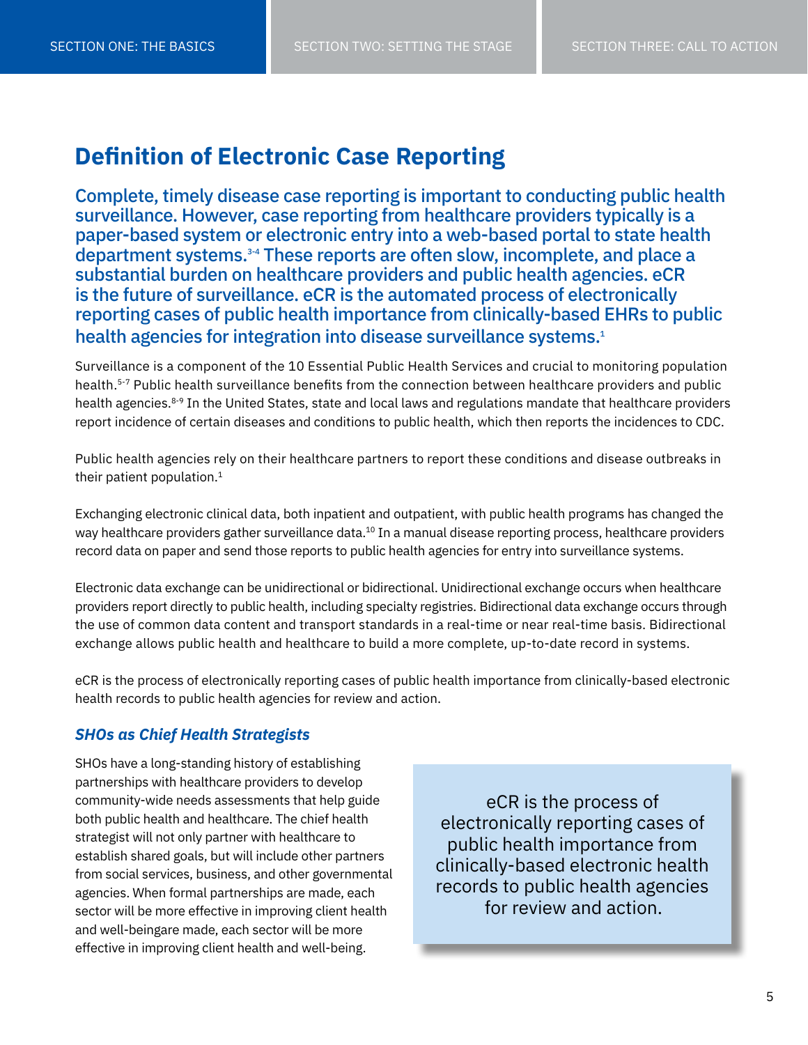## Definition of Electronic Case Reporting

**Complete, timely disease case reporting is important to conducting public health surveillance. However, case reporting from healthcare providers typically is a paper-based system or electronic entry into a web-based portal to state health department systems.[3-4] These reports are often slow, incomplete, and place a substantial burden on healthcare providers and public health agencies. eCR is the future of surveillance. eCR is the automated process of electronically reporting cases of public health importance from clinically-based EHRs to public health agencies for integration into disease surveillance systems.[1]**

Surveillance is a component of the 10 Essential Public Health Services and crucial to monitoring population health.[5-7] Public health surveillance benefits from the connection between healthcare providers and public health agencies.[8-9] In the United States, state and local laws and regulations mandate that healthcare providers report incidence of certain diseases and conditions to public health, which then reports the incidences to CDC.

Public health agencies rely on their healthcare partners to report these conditions and disease outbreaks in their patient population.[1]

Exchanging electronic clinical data, both inpatient and outpatient, with public health programs has changed the way healthcare providers gather surveillance data.[10] In a manual disease reporting process, healthcare providers record data on paper and send those reports to public health agencies for entry into surveillance systems.

Electronic data exchange can be unidirectional or bidirectional. Unidirectional exchange occurs when healthcare providers report directly to public health, including specialty registries. Bidirectional data exchange occurs through the use of common data content and transport standards in a real-time or near real-time basis. Bidirectional exchange allows public health and healthcare to build a more complete, up-to-date record in systems.

eCR is the process of electronically reporting cases of public health importance from clinically-based electronic health records to public health agencies for review and action.

### *SHOs as Chief Health Strategists*

SHOs have a long-standing history of establishing partnerships with healthcare providers to develop community-wide needs assessments that help guide both public health and healthcare. The chief health strategist will not only partner with healthcare to establish shared goals, but will include other partners from social services, business, and other governmental agencies. When formal partnerships are made, each sector will be more effective in improving client health and well-beingare made, each sector will be more effective in improving client health and well-being.

> eCR is the process of electronically reporting cases of public health importance from clinically-based electronic health records to public health agencies for review and action.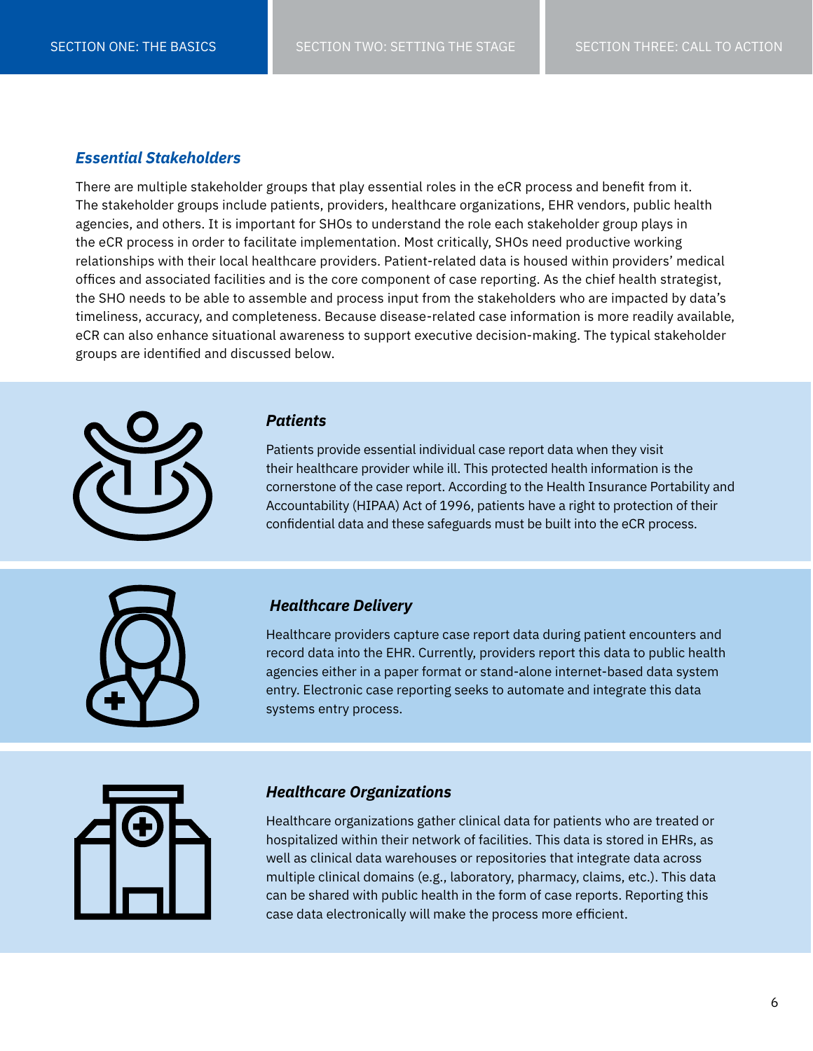### *Essential Stakeholders*

There are multiple stakeholder groups that play essential roles in the eCR process and benefit from it. The stakeholder groups include patients, providers, healthcare organizations, EHR vendors, public health agencies, and others. It is important for SHOs to understand the role each stakeholder group plays in the eCR process in order to facilitate implementation. Most critically, SHOs need productive working relationships with their local healthcare providers. Patient-related data is housed within providers' medical offices and associated facilities and is the core component of case reporting. As the chief health strategist, the SHO needs to be able to assemble and process input from the stakeholders who are impacted by data's timeliness, accuracy, and completeness. Because disease-related case information is more readily available, eCR can also enhance situational awareness to support executive decision-making. The typical stakeholder groups are identified and discussed below.

#### *Patients*

Patients provide essential individual case report data when they visit their healthcare provider while ill. This protected health information is the cornerstone of the case report. According to the Health Insurance Portability and Accountability (HIPAA) Act of 1996, patients have a right to protection of their confidential data and these safeguards must be built into the eCR process.

#### *Healthcare Delivery*

Healthcare providers capture case report data during patient encounters and record data into the EHR. Currently, providers report this data to public health agencies either in a paper format or stand-alone internet-based data system entry. Electronic case reporting seeks to automate and integrate this data systems entry process.

#### *Healthcare Organizations*

Healthcare organizations gather clinical data for patients who are treated or hospitalized within their network of facilities. This data is stored in EHRs, as well as clinical data warehouses or repositories that integrate data across multiple clinical domains (e.g., laboratory, pharmacy, claims, etc.). This data can be shared with public health in the form of case reports. Reporting this case data electronically will make the process more efficient.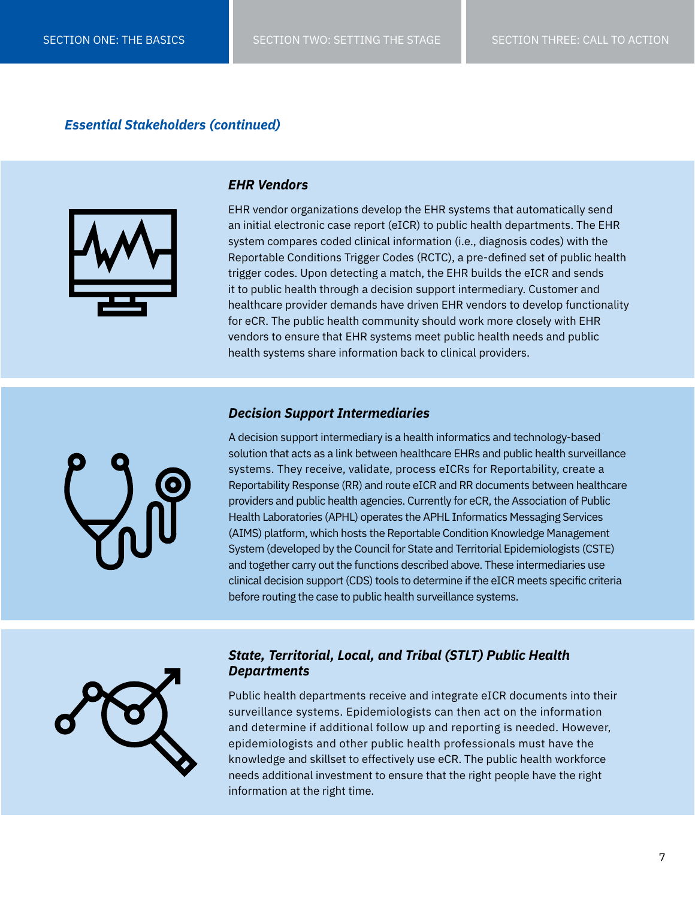*Essential Stakeholders (continued)*

### *EHR Vendors*

EHR vendor organizations develop the EHR systems that automatically send an initial electronic case report (eICR) to public health departments. The EHR system compares coded clinical information (i.e., diagnosis codes) with the Reportable Conditions Trigger Codes (RCTC), a pre-defined set of public health trigger codes. Upon detecting a match, the EHR builds the eICR and sends it to public health through a decision support intermediary. Customer and healthcare provider demands have driven EHR vendors to develop functionality for eCR. The public health community should work more closely with EHR vendors to ensure that EHR systems meet public health needs and public health systems share information back to clinical providers.

### *Decision Support Intermediaries*

A decision support intermediary is a health informatics and technology-based solution that acts as a link between healthcare EHRs and public health surveillance systems. They receive, validate, process eICRs for Reportability, create a Reportability Response (RR) and route eICR and RR documents between healthcare providers and public health agencies. Currently for eCR, the Association of Public Health Laboratories (APHL) operates the APHL Informatics Messaging Services (AIMS) platform, which hosts the Reportable Condition Knowledge Management System (developed by the Council for State and Territorial Epidemiologists (CSTE) and together carry out the functions described above. These intermediaries use clinical decision support (CDS) tools to determine if the eICR meets specific criteria before routing the case to public health surveillance systems.

### *State, Territorial, Local, and Tribal (STLT) Public Health Departments*

Public health departments receive and integrate eICR documents into their surveillance systems. Epidemiologists can then act on the information and determine if additional follow up and reporting is needed. However, epidemiologists and other public health professionals must have the knowledge and skillset to effectively use eCR. The public health workforce needs additional investment to ensure that the right people have the right information at the right time.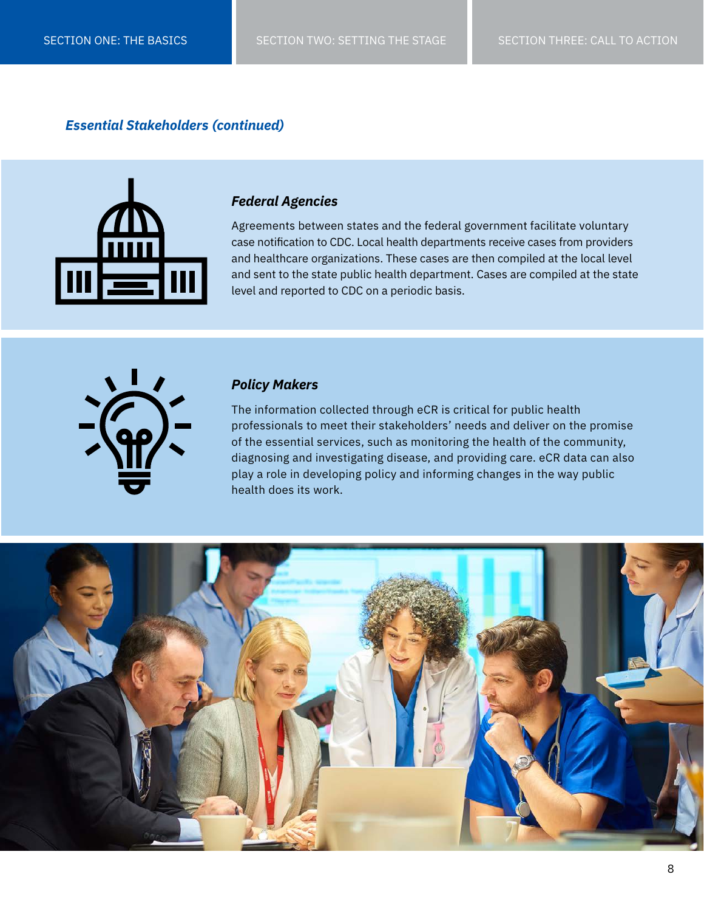*Essential Stakeholders (continued)*

### *Federal Agencies*

Agreements between states and the federal government facilitate voluntary case notification to CDC. Local health departments receive cases from providers and healthcare organizations. These cases are then compiled at the local level and sent to the state public health department. Cases are compiled at the state level and reported to CDC on a periodic basis.

### *Policy Makers*

The information collected through eCR is critical for public health professionals to meet their stakeholders' needs and deliver on the promise of the essential services, such as monitoring the health of the community, diagnosing and investigating disease, and providing care. eCR data can also play a role in developing policy and informing changes in the way public health does its work.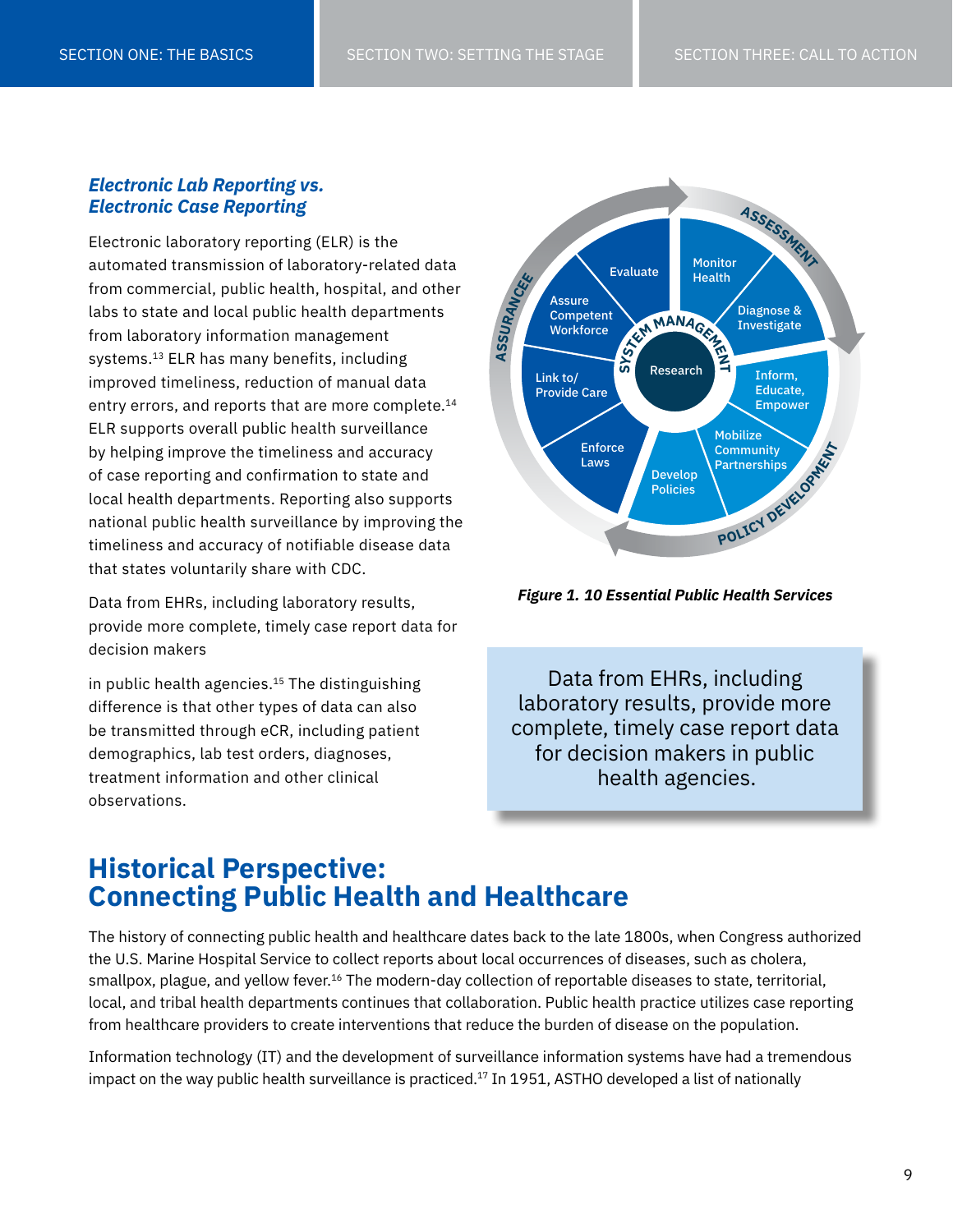### *Electronic Lab Reporting vs. Electronic Case Reporting*

Electronic laboratory reporting (ELR) is the automated transmission of laboratory-related data from commercial, public health, hospital, and other labs to state and local public health departments from laboratory information management systems.[13] ELR has many benefits, including improved timeliness, reduction of manual data entry errors, and reports that are more complete.[14] ELR supports overall public health surveillance by helping improve the timeliness and accuracy of case reporting and confirmation to state and local health departments. Reporting also supports national public health surveillance by improving the timeliness and accuracy of notifiable disease data that states voluntarily share with CDC.

Data from EHRs, including laboratory results, provide more complete, timely case report data for decision makers in public health agencies.[15] The distinguishing difference is that other types of data can also be transmitted through eCR, including patient demographics, lab test orders, diagnoses, treatment information and other clinical observations.

***Figure 1. 10 Essential Public Health Services***

> Data from EHRs, including laboratory results, provide more complete, timely case report data for decision makers in public health agencies.

## Historical Perspective: Connecting Public Health and Healthcare

The history of connecting public health and healthcare dates back to the late 1800s, when Congress authorized the U.S. Marine Hospital Service to collect reports about local occurrences of diseases, such as cholera, smallpox, plague, and yellow fever.[16] The modern-day collection of reportable diseases to state, territorial, local, and tribal health departments continues that collaboration. Public health practice utilizes case reporting from healthcare providers to create interventions that reduce the burden of disease on the population.

Information technology (IT) and the development of surveillance information systems have had a tremendous impact on the way public health surveillance is practiced.[17] In 1951, ASTHO developed a list of nationally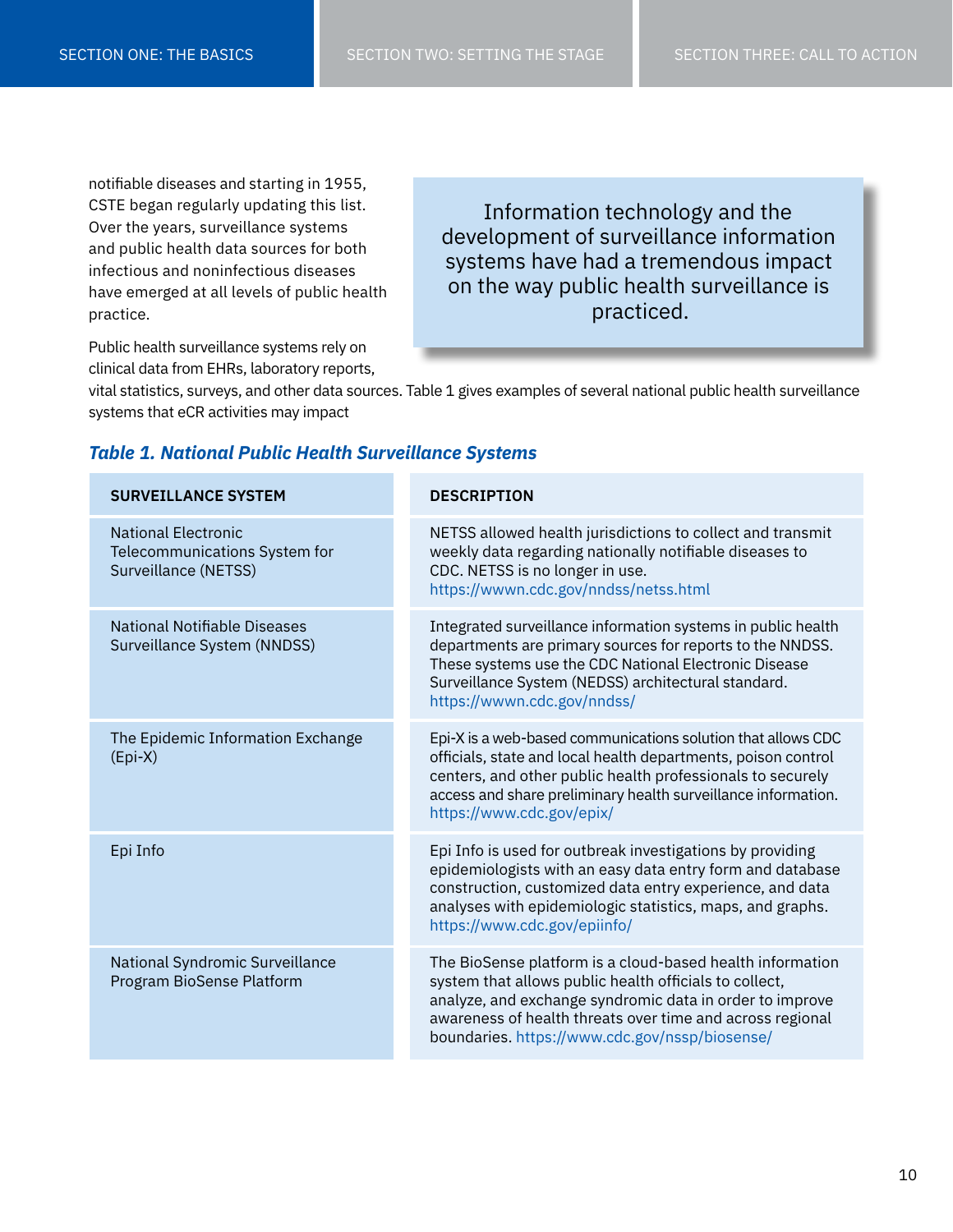notifiable diseases and starting in 1955, CSTE began regularly updating this list. Over the years, surveillance systems and public health data sources for both infectious and noninfectious diseases have emerged at all levels of public health practice.

> Information technology and the development of surveillance information systems have had a tremendous impact on the way public health surveillance is practiced.

Public health surveillance systems rely on clinical data from EHRs, laboratory reports, vital statistics, surveys, and other data sources. Table 1 gives examples of several national public health surveillance systems that eCR activities may impact

***Table 1. National Public Health Surveillance Systems***

| SURVEILLANCE SYSTEM | DESCRIPTION |
|---|---|
| National Electronic Telecommunications System for Surveillance (NETSS) | NETSS allowed health jurisdictions to collect and transmit weekly data regarding nationally notifiable diseases to CDC. NETSS is no longer in use. https://wwwn.cdc.gov/nndss/netss.html |
| National Notifiable Diseases Surveillance System (NNDSS) | Integrated surveillance information systems in public health departments are primary sources for reports to the NNDSS. These systems use the CDC National Electronic Disease Surveillance System (NEDSS) architectural standard. https://wwwn.cdc.gov/nndss/ |
| The Epidemic Information Exchange (Epi-X) | Epi-X is a web-based communications solution that allows CDC officials, state and local health departments, poison control centers, and other public health professionals to securely access and share preliminary health surveillance information. https://www.cdc.gov/epix/ |
| Epi Info | Epi Info is used for outbreak investigations by providing epidemiologists with an easy data entry form and database construction, customized data entry experience, and data analyses with epidemiologic statistics, maps, and graphs. https://www.cdc.gov/epiinfo/ |
| National Syndromic Surveillance Program BioSense Platform | The BioSense platform is a cloud-based health information system that allows public health officials to collect, analyze, and exchange syndromic data in order to improve awareness of health threats over time and across regional boundaries. https://www.cdc.gov/nssp/biosense/ |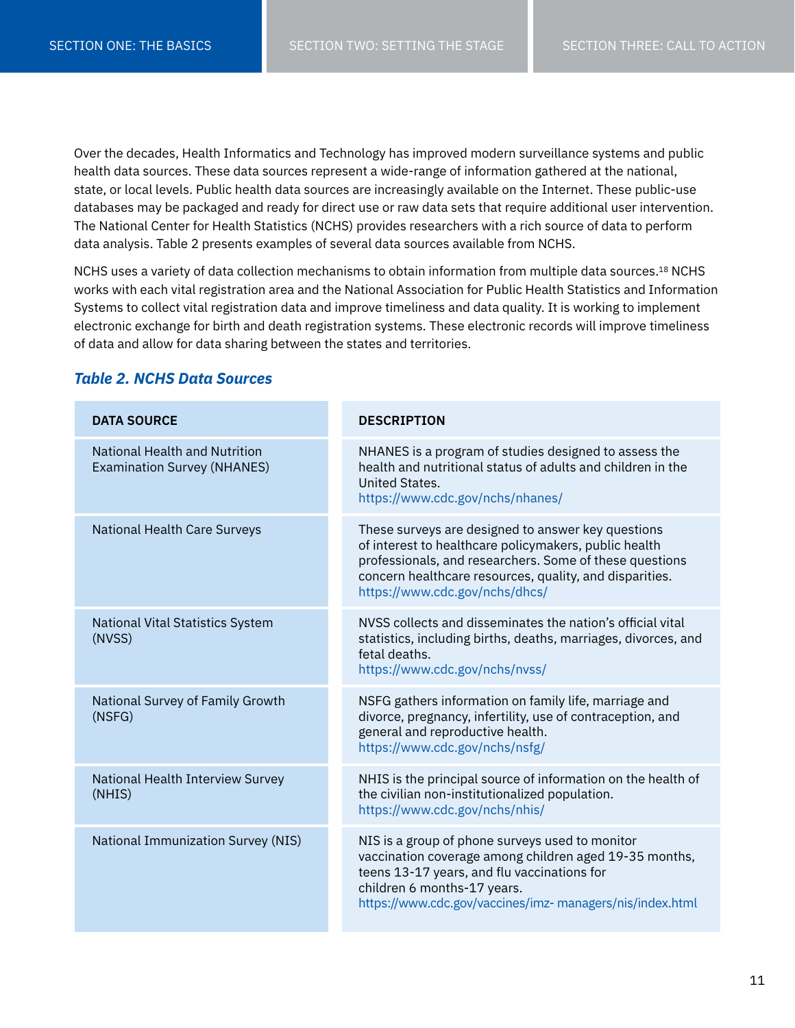Over the decades, Health Informatics and Technology has improved modern surveillance systems and public health data sources. These data sources represent a wide-range of information gathered at the national, state, or local levels. Public health data sources are increasingly available on the Internet. These public-use databases may be packaged and ready for direct use or raw data sets that require additional user intervention. The National Center for Health Statistics (NCHS) provides researchers with a rich source of data to perform data analysis. Table 2 presents examples of several data sources available from NCHS.

NCHS uses a variety of data collection mechanisms to obtain information from multiple data sources.[18] NCHS works with each vital registration area and the National Association for Public Health Statistics and Information Systems to collect vital registration data and improve timeliness and data quality. It is working to implement electronic exchange for birth and death registration systems. These electronic records will improve timeliness of data and allow for data sharing between the states and territories.

***Table 2. NCHS Data Sources***

| DATA SOURCE | DESCRIPTION |
|---|---|
| National Health and Nutrition Examination Survey (NHANES) | NHANES is a program of studies designed to assess the health and nutritional status of adults and children in the United States. https://www.cdc.gov/nchs/nhanes/ |
| National Health Care Surveys | These surveys are designed to answer key questions of interest to healthcare policymakers, public health professionals, and researchers. Some of these questions concern healthcare resources, quality, and disparities. https://www.cdc.gov/nchs/dhcs/ |
| National Vital Statistics System (NVSS) | NVSS collects and disseminates the nation's official vital statistics, including births, deaths, marriages, divorces, and fetal deaths. https://www.cdc.gov/nchs/nvss/ |
| National Survey of Family Growth (NSFG) | NSFG gathers information on family life, marriage and divorce, pregnancy, infertility, use of contraception, and general and reproductive health. https://www.cdc.gov/nchs/nsfg/ |
| National Health Interview Survey (NHIS) | NHIS is the principal source of information on the health of the civilian non-institutionalized population. https://www.cdc.gov/nchs/nhis/ |
| National Immunization Survey (NIS) | NIS is a group of phone surveys used to monitor vaccination coverage among children aged 19-35 months, teens 13-17 years, and flu vaccinations for children 6 months-17 years. https://www.cdc.gov/vaccines/imz- managers/nis/index.html |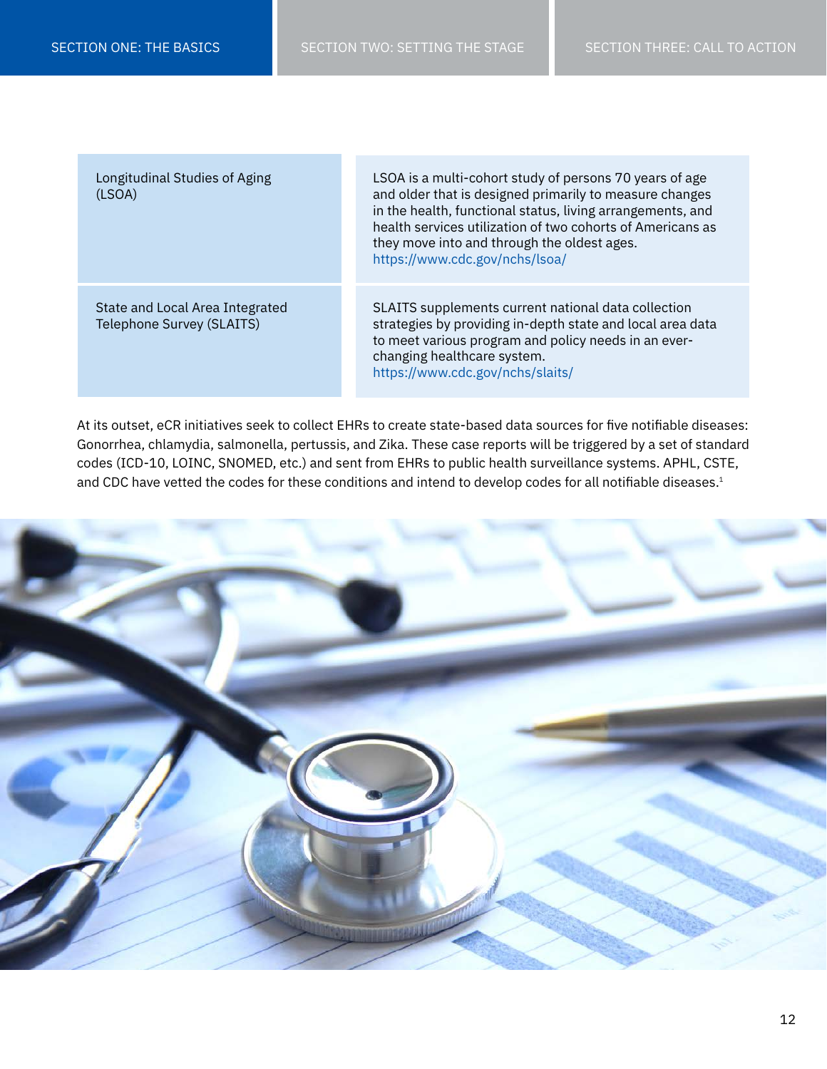| | |
|---|---|
| Longitudinal Studies of Aging (LSOA) | LSOA is a multi-cohort study of persons 70 years of age and older that is designed primarily to measure changes in the health, functional status, living arrangements, and health services utilization of two cohorts of Americans as they move into and through the oldest ages. https://www.cdc.gov/nchs/lsoa/ |
| State and Local Area Integrated Telephone Survey (SLAITS) | SLAITS supplements current national data collection strategies by providing in-depth state and local area data to meet various program and policy needs in an ever-changing healthcare system. https://www.cdc.gov/nchs/slaits/ |

At its outset, eCR initiatives seek to collect EHRs to create state-based data sources for five notifiable diseases: Gonorrhea, chlamydia, salmonella, pertussis, and Zika. These case reports will be triggered by a set of standard codes (ICD-10, LOINC, SNOMED, etc.) and sent from EHRs to public health surveillance systems. APHL, CSTE, and CDC have vetted the codes for these conditions and intend to develop codes for all notifiable diseases.[1]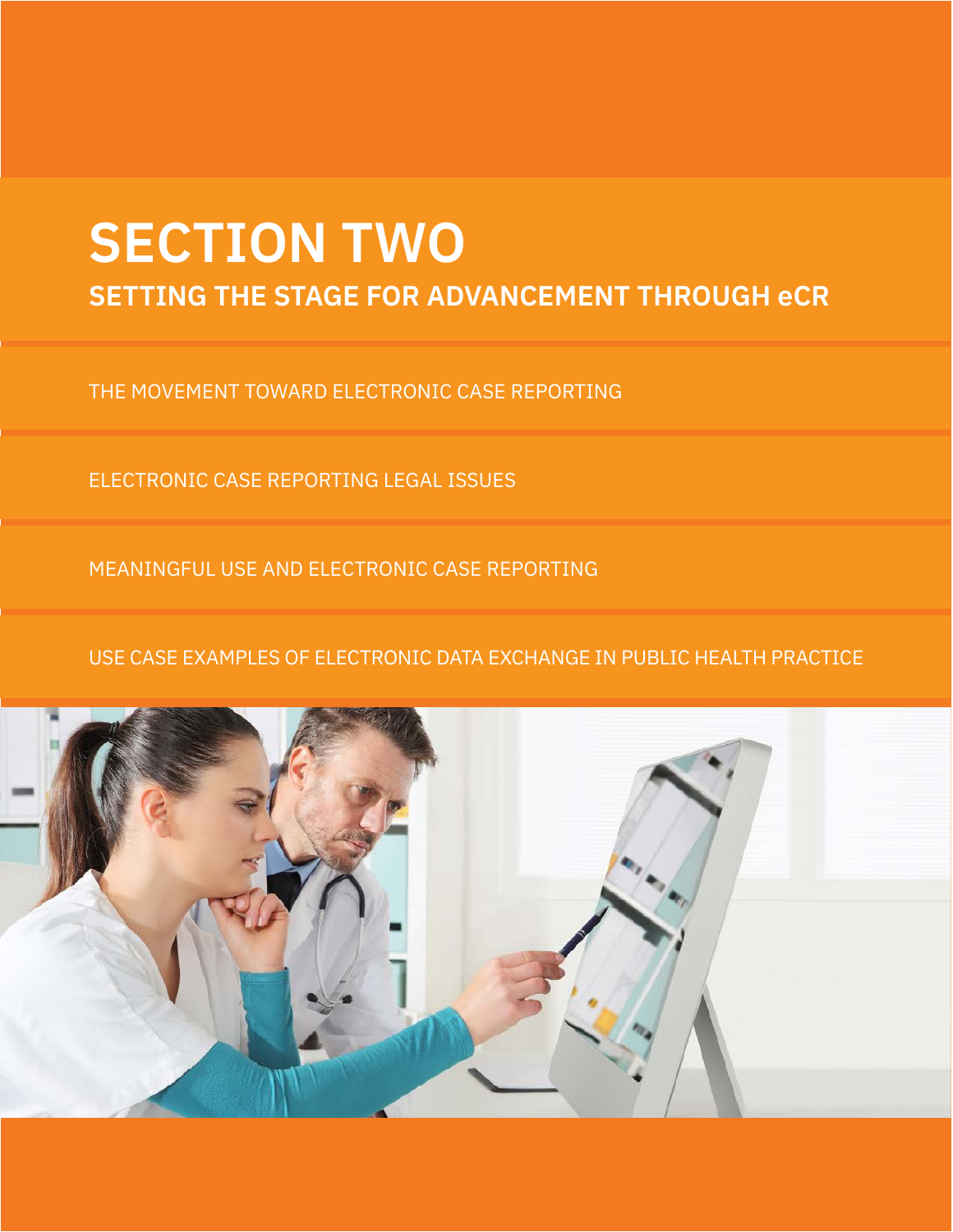# SECTION TWO

## SETTING THE STAGE FOR ADVANCEMENT THROUGH eCR

THE MOVEMENT TOWARD ELECTRONIC CASE REPORTING

ELECTRONIC CASE REPORTING LEGAL ISSUES

MEANINGFUL USE AND ELECTRONIC CASE REPORTING

USE CASE EXAMPLES OF ELECTRONIC DATA EXCHANGE IN PUBLIC HEALTH PRACTICE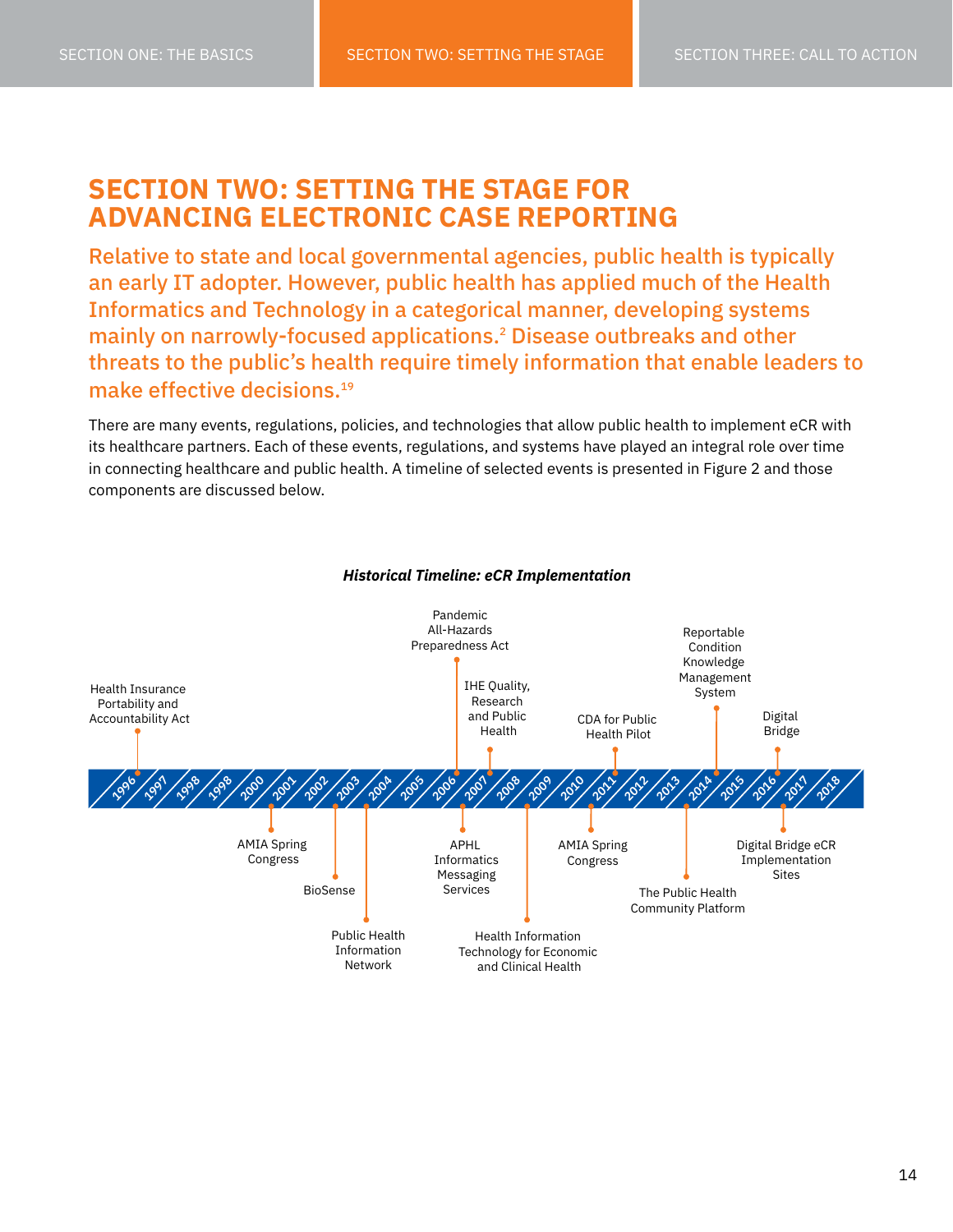# SECTION TWO: SETTING THE STAGE FOR ADVANCING ELECTRONIC CASE REPORTING

**Relative to state and local governmental agencies, public health is typically an early IT adopter. However, public health has applied much of the Health Informatics and Technology in a categorical manner, developing systems mainly on narrowly-focused applications.[2] Disease outbreaks and other threats to the public's health require timely information that enable leaders to make effective decisions.[19]**

There are many events, regulations, policies, and technologies that allow public health to implement eCR with its healthcare partners. Each of these events, regulations, and systems have played an integral role over time in connecting healthcare and public health. A timeline of selected events is presented in Figure 2 and those components are discussed below.

***Historical Timeline: eCR Implementation***

- 1996: Health Insurance Portability and Accountability Act
- 2001: AMIA Spring Congress
- 2003: BioSense
- 2004: Public Health Information Network
- 2006: Pandemic All-Hazards Preparedness Act
- 2007: APHL Informatics Messaging Services
- 2007: IHE Quality, Research and Public Health
- 2009: Health Information Technology for Economic and Clinical Health
- 2011: AMIA Spring Congress
- 2011: CDA for Public Health Pilot
- 2014: The Public Health Community Platform
- 2014: Reportable Condition Knowledge Management System
- 2017: Digital Bridge
- 2017: Digital Bridge eCR Implementation Sites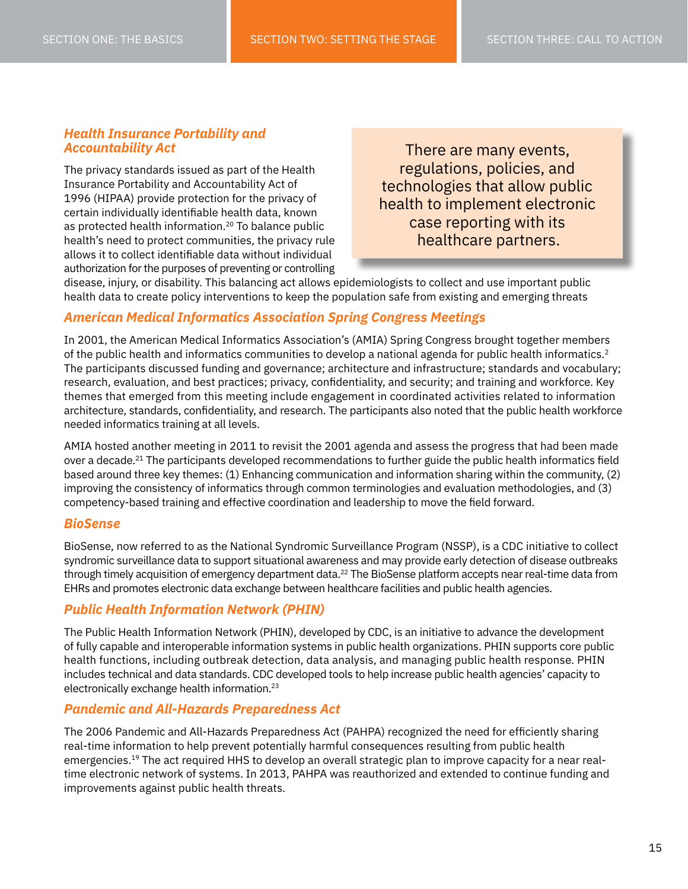### *Health Insurance Portability and Accountability Act*

The privacy standards issued as part of the Health Insurance Portability and Accountability Act of 1996 (HIPAA) provide protection for the privacy of certain individually identifiable health data, known as protected health information.[20] To balance public health's need to protect communities, the privacy rule allows it to collect identifiable data without individual authorization for the purposes of preventing or controlling disease, injury, or disability. This balancing act allows epidemiologists to collect and use important public health data to create policy interventions to keep the population safe from existing and emerging threats

> There are many events, regulations, policies, and technologies that allow public health to implement electronic case reporting with its healthcare partners.

### *American Medical Informatics Association Spring Congress Meetings*

In 2001, the American Medical Informatics Association's (AMIA) Spring Congress brought together members of the public health and informatics communities to develop a national agenda for public health informatics.[2] The participants discussed funding and governance; architecture and infrastructure; standards and vocabulary; research, evaluation, and best practices; privacy, confidentiality, and security; and training and workforce. Key themes that emerged from this meeting include engagement in coordinated activities related to information architecture, standards, confidentiality, and research. The participants also noted that the public health workforce needed informatics training at all levels.

AMIA hosted another meeting in 2011 to revisit the 2001 agenda and assess the progress that had been made over a decade.[21] The participants developed recommendations to further guide the public health informatics field based around three key themes: (1) Enhancing communication and information sharing within the community, (2) improving the consistency of informatics through common terminologies and evaluation methodologies, and (3) competency-based training and effective coordination and leadership to move the field forward.

### *BioSense*

BioSense, now referred to as the National Syndromic Surveillance Program (NSSP), is a CDC initiative to collect syndromic surveillance data to support situational awareness and may provide early detection of disease outbreaks through timely acquisition of emergency department data.[22] The BioSense platform accepts near real-time data from EHRs and promotes electronic data exchange between healthcare facilities and public health agencies.

### *Public Health Information Network (PHIN)*

The Public Health Information Network (PHIN), developed by CDC, is an initiative to advance the development of fully capable and interoperable information systems in public health organizations. PHIN supports core public health functions, including outbreak detection, data analysis, and managing public health response. PHIN includes technical and data standards. CDC developed tools to help increase public health agencies' capacity to electronically exchange health information.[23]

### *Pandemic and All-Hazards Preparedness Act*

The 2006 Pandemic and All-Hazards Preparedness Act (PAHPA) recognized the need for efficiently sharing real-time information to help prevent potentially harmful consequences resulting from public health emergencies.[19] The act required HHS to develop an overall strategic plan to improve capacity for a near real-time electronic network of systems. In 2013, PAHPA was reauthorized and extended to continue funding and improvements against public health threats.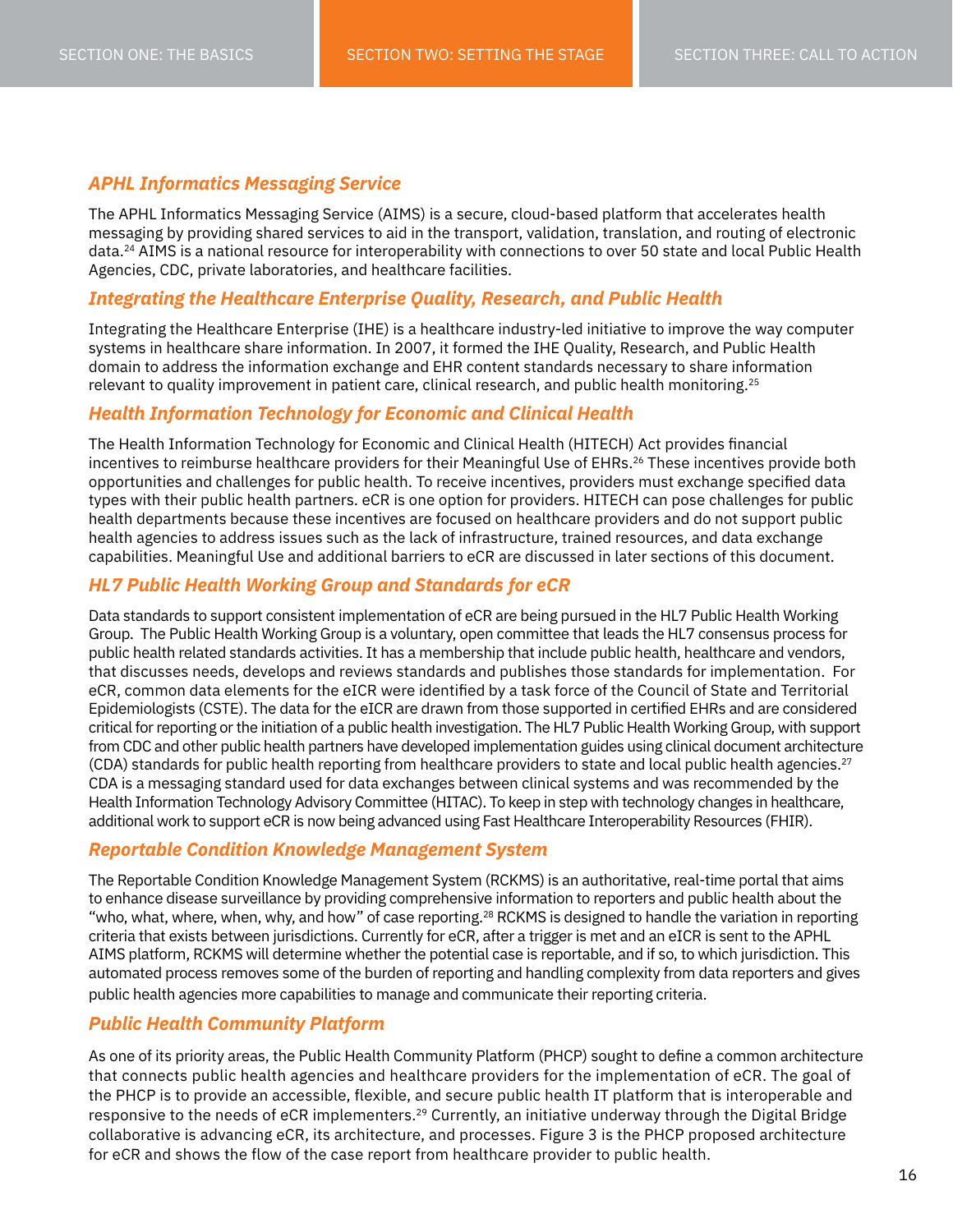### *APHL Informatics Messaging Service*

The APHL Informatics Messaging Service (AIMS) is a secure, cloud-based platform that accelerates health messaging by providing shared services to aid in the transport, validation, translation, and routing of electronic data.[24] AIMS is a national resource for interoperability with connections to over 50 state and local Public Health Agencies, CDC, private laboratories, and healthcare facilities.

### *Integrating the Healthcare Enterprise Quality, Research, and Public Health*

Integrating the Healthcare Enterprise (IHE) is a healthcare industry-led initiative to improve the way computer systems in healthcare share information. In 2007, it formed the IHE Quality, Research, and Public Health domain to address the information exchange and EHR content standards necessary to share information relevant to quality improvement in patient care, clinical research, and public health monitoring.[25]

### *Health Information Technology for Economic and Clinical Health*

The Health Information Technology for Economic and Clinical Health (HITECH) Act provides financial incentives to reimburse healthcare providers for their Meaningful Use of EHRs.[26] These incentives provide both opportunities and challenges for public health. To receive incentives, providers must exchange specified data types with their public health partners. eCR is one option for providers. HITECH can pose challenges for public health departments because these incentives are focused on healthcare providers and do not support public health agencies to address issues such as the lack of infrastructure, trained resources, and data exchange capabilities. Meaningful Use and additional barriers to eCR are discussed in later sections of this document.

### *HL7 Public Health Working Group and Standards for eCR*

Data standards to support consistent implementation of eCR are being pursued in the HL7 Public Health Working Group. The Public Health Working Group is a voluntary, open committee that leads the HL7 consensus process for public health related standards activities. It has a membership that include public health, healthcare and vendors, that discusses needs, develops and reviews standards and publishes those standards for implementation. For eCR, common data elements for the eICR were identified by a task force of the Council of State and Territorial Epidemiologists (CSTE). The data for the eICR are drawn from those supported in certified EHRs and are considered critical for reporting or the initiation of a public health investigation. The HL7 Public Health Working Group, with support from CDC and other public health partners have developed implementation guides using clinical document architecture (CDA) standards for public health reporting from healthcare providers to state and local public health agencies.[27] CDA is a messaging standard used for data exchanges between clinical systems and was recommended by the Health Information Technology Advisory Committee (HITAC). To keep in step with technology changes in healthcare, additional work to support eCR is now being advanced using Fast Healthcare Interoperability Resources (FHIR).

### *Reportable Condition Knowledge Management System*

The Reportable Condition Knowledge Management System (RCKMS) is an authoritative, real-time portal that aims to enhance disease surveillance by providing comprehensive information to reporters and public health about the "who, what, where, when, why, and how" of case reporting.[28] RCKMS is designed to handle the variation in reporting criteria that exists between jurisdictions. Currently for eCR, after a trigger is met and an eICR is sent to the APHL AIMS platform, RCKMS will determine whether the potential case is reportable, and if so, to which jurisdiction. This automated process removes some of the burden of reporting and handling complexity from data reporters and gives public health agencies more capabilities to manage and communicate their reporting criteria.

### *Public Health Community Platform*

As one of its priority areas, the Public Health Community Platform (PHCP) sought to define a common architecture that connects public health agencies and healthcare providers for the implementation of eCR. The goal of the PHCP is to provide an accessible, flexible, and secure public health IT platform that is interoperable and responsive to the needs of eCR implementers.[29] Currently, an initiative underway through the Digital Bridge collaborative is advancing eCR, its architecture, and processes. Figure 3 is the PHCP proposed architecture for eCR and shows the flow of the case report from healthcare provider to public health.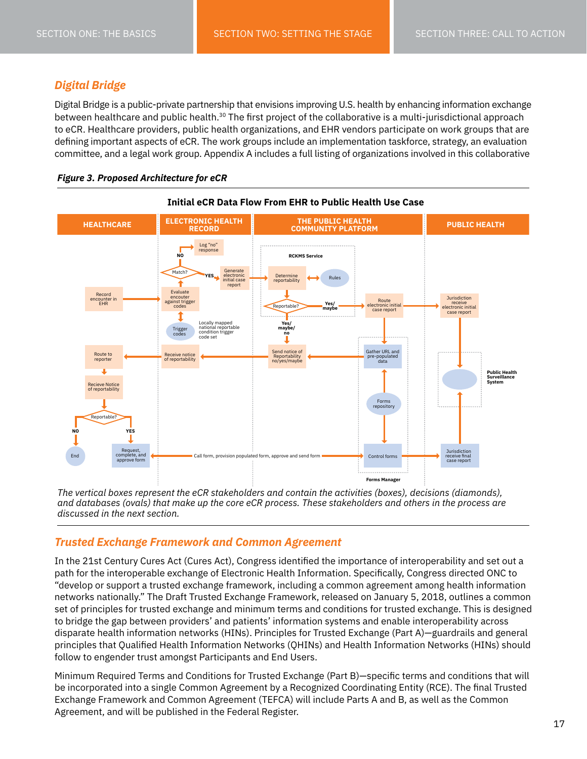## Digital Bridge

Digital Bridge is a public-private partnership that envisions improving U.S. health by enhancing information exchange between healthcare and public health.[30] The first project of the collaborative is a multi-jurisdictional approach to eCR. Healthcare providers, public health organizations, and EHR vendors participate on work groups that are defining important aspects of eCR. The work groups include an implementation taskforce, strategy, an evaluation committee, and a legal work group. Appendix A includes a full listing of organizations involved in this collaborative

***Figure 3. Proposed Architecture for eCR***

**Initial eCR Data Flow From EHR to Public Health Use Case**

HEALTHCARE | ELECTRONIC HEALTH RECORD | THE PUBLIC HEALTH COMMUNITY PLATFORM | PUBLIC HEALTH

Record encounter in EHR → Evaluate encounter against trigger codes ↔ Trigger codes (Locally mapped national reportable condition trigger code set) → Match? — NO → Log "no" response; YES → Generate electronic initial case report → RCKMS Service: Determine reportability ↔ Rules → Reportable? — Yes/maybe → Route electronic initial case report → Jurisdiction receive electronic initial case report → Public Health Surveillance System

Reportable? — Yes/maybe/no → Send notice of Reportability no/yes/maybe → Receive notice of reportability → Route to reporter → Recieve Notice of reportability → Reportable? — NO → End; YES → Request, complete, and approve form

Route electronic initial case report → Gather URL and pre-populated data ← Forms repository → Control forms (Forms Manager) → Jurisdiction receive final case report → Public Health Surveillance System

Request, complete, and approve form ↔ Call form, provision populated form, approve and send form ↔ Control forms

*The vertical boxes represent the eCR stakeholders and contain the activities (boxes), decisions (diamonds), and databases (ovals) that make up the core eCR process. These stakeholders and others in the process are discussed in the next section.*

## Trusted Exchange Framework and Common Agreement

In the 21st Century Cures Act (Cures Act), Congress identified the importance of interoperability and set out a path for the interoperable exchange of Electronic Health Information. Specifically, Congress directed ONC to "develop or support a trusted exchange framework, including a common agreement among health information networks nationally." The Draft Trusted Exchange Framework, released on January 5, 2018, outlines a common set of principles for trusted exchange and minimum terms and conditions for trusted exchange. This is designed to bridge the gap between providers' and patients' information systems and enable interoperability across disparate health information networks (HINs). Principles for Trusted Exchange (Part A)—guardrails and general principles that Qualified Health Information Networks (QHINs) and Health Information Networks (HINs) should follow to engender trust amongst Participants and End Users.

Minimum Required Terms and Conditions for Trusted Exchange (Part B)—specific terms and conditions that will be incorporated into a single Common Agreement by a Recognized Coordinating Entity (RCE). The final Trusted Exchange Framework and Common Agreement (TEFCA) will include Parts A and B, as well as the Common Agreement, and will be published in the Federal Register.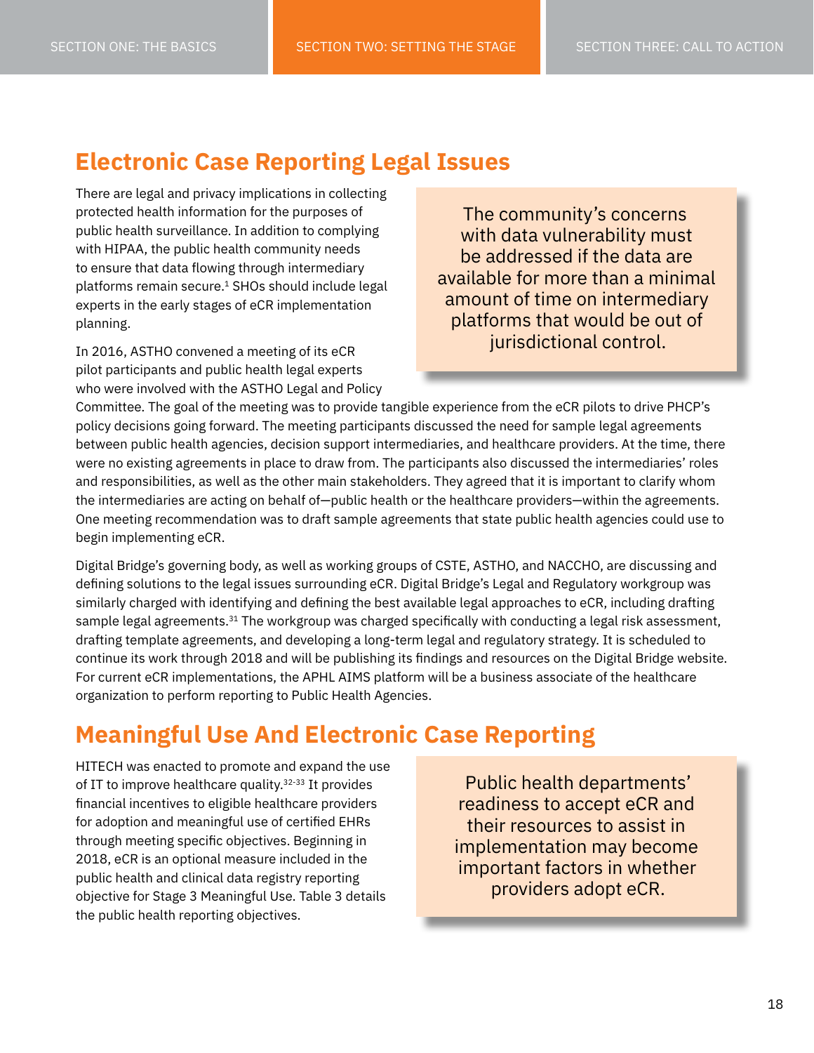## Electronic Case Reporting Legal Issues

There are legal and privacy implications in collecting protected health information for the purposes of public health surveillance. In addition to complying with HIPAA, the public health community needs to ensure that data flowing through intermediary platforms remain secure.[1] SHOs should include legal experts in the early stages of eCR implementation planning.

> The community's concerns with data vulnerability must be addressed if the data are available for more than a minimal amount of time on intermediary platforms that would be out of jurisdictional control.

In 2016, ASTHO convened a meeting of its eCR pilot participants and public health legal experts who were involved with the ASTHO Legal and Policy Committee. The goal of the meeting was to provide tangible experience from the eCR pilots to drive PHCP's policy decisions going forward. The meeting participants discussed the need for sample legal agreements between public health agencies, decision support intermediaries, and healthcare providers. At the time, there were no existing agreements in place to draw from. The participants also discussed the intermediaries' roles and responsibilities, as well as the other main stakeholders. They agreed that it is important to clarify whom the intermediaries are acting on behalf of—public health or the healthcare providers—within the agreements. One meeting recommendation was to draft sample agreements that state public health agencies could use to begin implementing eCR.

Digital Bridge's governing body, as well as working groups of CSTE, ASTHO, and NACCHO, are discussing and defining solutions to the legal issues surrounding eCR. Digital Bridge's Legal and Regulatory workgroup was similarly charged with identifying and defining the best available legal approaches to eCR, including drafting sample legal agreements.[31] The workgroup was charged specifically with conducting a legal risk assessment, drafting template agreements, and developing a long-term legal and regulatory strategy. It is scheduled to continue its work through 2018 and will be publishing its findings and resources on the Digital Bridge website. For current eCR implementations, the APHL AIMS platform will be a business associate of the healthcare organization to perform reporting to Public Health Agencies.

## Meaningful Use And Electronic Case Reporting

HITECH was enacted to promote and expand the use of IT to improve healthcare quality.[32-33] It provides financial incentives to eligible healthcare providers for adoption and meaningful use of certified EHRs through meeting specific objectives. Beginning in 2018, eCR is an optional measure included in the public health and clinical data registry reporting objective for Stage 3 Meaningful Use. Table 3 details the public health reporting objectives.

> Public health departments' readiness to accept eCR and their resources to assist in implementation may become important factors in whether providers adopt eCR.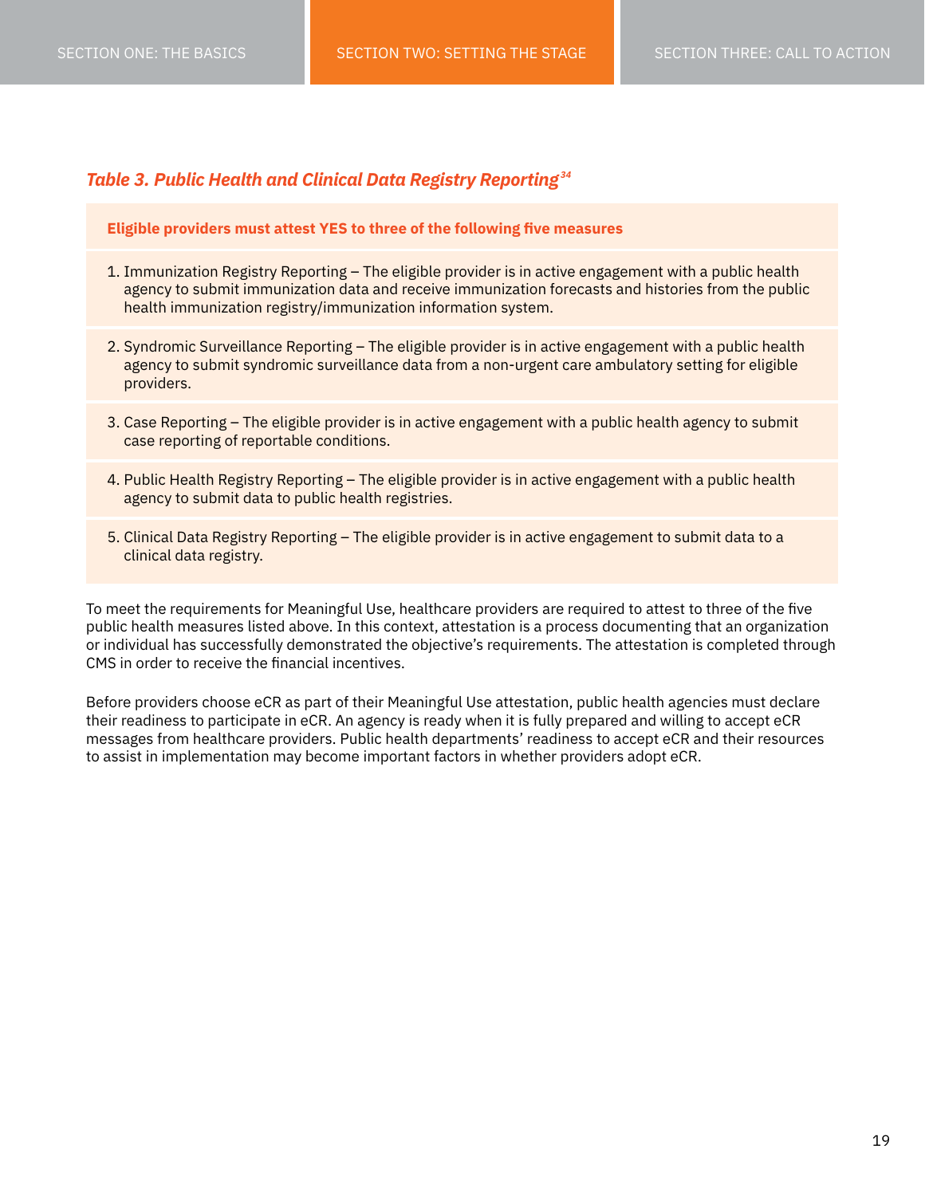*Table 3. Public Health and Clinical Data Registry Reporting*[34]

| **Eligible providers must attest YES to three of the following five measures** |
| --- |
| 1. Immunization Registry Reporting – The eligible provider is in active engagement with a public health agency to submit immunization data and receive immunization forecasts and histories from the public health immunization registry/immunization information system. |
| 2. Syndromic Surveillance Reporting – The eligible provider is in active engagement with a public health agency to submit syndromic surveillance data from a non-urgent care ambulatory setting for eligible providers. |
| 3. Case Reporting – The eligible provider is in active engagement with a public health agency to submit case reporting of reportable conditions. |
| 4. Public Health Registry Reporting – The eligible provider is in active engagement with a public health agency to submit data to public health registries. |
| 5. Clinical Data Registry Reporting – The eligible provider is in active engagement to submit data to a clinical data registry. |

To meet the requirements for Meaningful Use, healthcare providers are required to attest to three of the five public health measures listed above. In this context, attestation is a process documenting that an organization or individual has successfully demonstrated the objective's requirements. The attestation is completed through CMS in order to receive the financial incentives.

Before providers choose eCR as part of their Meaningful Use attestation, public health agencies must declare their readiness to participate in eCR. An agency is ready when it is fully prepared and willing to accept eCR messages from healthcare providers. Public health departments' readiness to accept eCR and their resources to assist in implementation may become important factors in whether providers adopt eCR.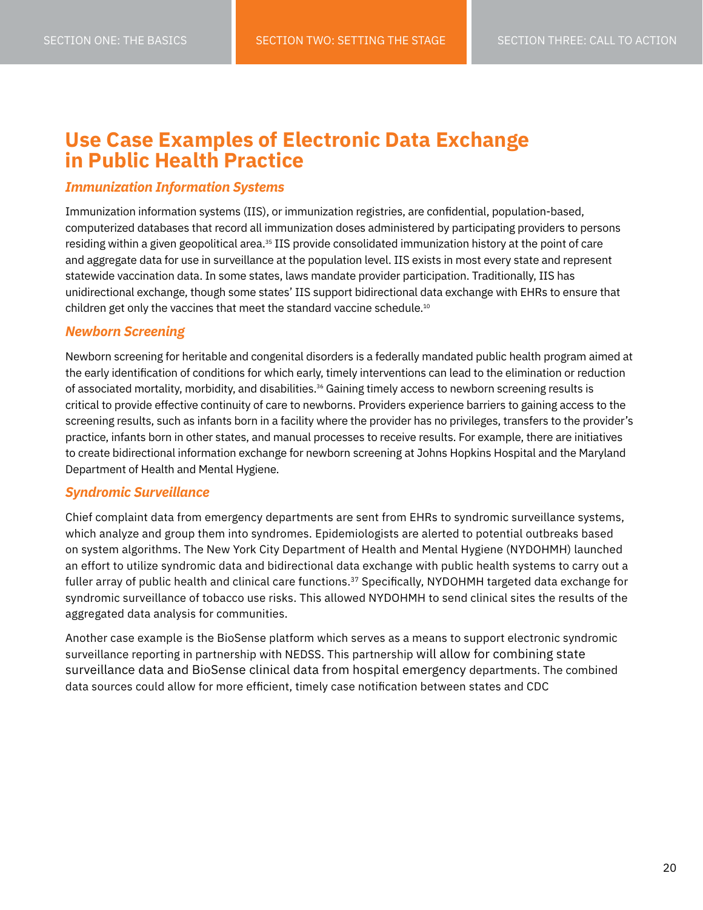## Use Case Examples of Electronic Data Exchange in Public Health Practice

### *Immunization Information Systems*

Immunization information systems (IIS), or immunization registries, are confidential, population-based, computerized databases that record all immunization doses administered by participating providers to persons residing within a given geopolitical area.[35] IIS provide consolidated immunization history at the point of care and aggregate data for use in surveillance at the population level. IIS exists in most every state and represent statewide vaccination data. In some states, laws mandate provider participation. Traditionally, IIS has unidirectional exchange, though some states' IIS support bidirectional data exchange with EHRs to ensure that children get only the vaccines that meet the standard vaccine schedule.[10]

### *Newborn Screening*

Newborn screening for heritable and congenital disorders is a federally mandated public health program aimed at the early identification of conditions for which early, timely interventions can lead to the elimination or reduction of associated mortality, morbidity, and disabilities.[36] Gaining timely access to newborn screening results is critical to provide effective continuity of care to newborns. Providers experience barriers to gaining access to the screening results, such as infants born in a facility where the provider has no privileges, transfers to the provider's practice, infants born in other states, and manual processes to receive results. For example, there are initiatives to create bidirectional information exchange for newborn screening at Johns Hopkins Hospital and the Maryland Department of Health and Mental Hygiene.

### *Syndromic Surveillance*

Chief complaint data from emergency departments are sent from EHRs to syndromic surveillance systems, which analyze and group them into syndromes. Epidemiologists are alerted to potential outbreaks based on system algorithms. The New York City Department of Health and Mental Hygiene (NYDOHMH) launched an effort to utilize syndromic data and bidirectional data exchange with public health systems to carry out a fuller array of public health and clinical care functions.[37] Specifically, NYDOHMH targeted data exchange for syndromic surveillance of tobacco use risks. This allowed NYDOHMH to send clinical sites the results of the aggregated data analysis for communities.

Another case example is the BioSense platform which serves as a means to support electronic syndromic surveillance reporting in partnership with NEDSS. This partnership will allow for combining state surveillance data and BioSense clinical data from hospital emergency departments. The combined data sources could allow for more efficient, timely case notification between states and CDC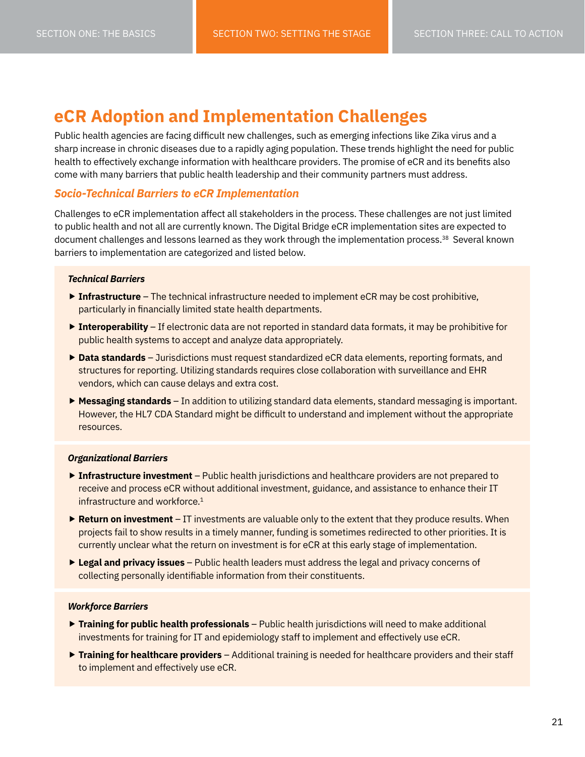# eCR Adoption and Implementation Challenges

Public health agencies are facing difficult new challenges, such as emerging infections like Zika virus and a sharp increase in chronic diseases due to a rapidly aging population. These trends highlight the need for public health to effectively exchange information with healthcare providers. The promise of eCR and its benefits also come with many barriers that public health leadership and their community partners must address.

## *Socio-Technical Barriers to eCR Implementation*

Challenges to eCR implementation affect all stakeholders in the process. These challenges are not just limited to public health and not all are currently known. The Digital Bridge eCR implementation sites are expected to document challenges and lessons learned as they work through the implementation process.[38] Several known barriers to implementation are categorized and listed below.

***Technical Barriers***

- **Infrastructure** – The technical infrastructure needed to implement eCR may be cost prohibitive, particularly in financially limited state health departments.
- **Interoperability** – If electronic data are not reported in standard data formats, it may be prohibitive for public health systems to accept and analyze data appropriately.
- **Data standards** – Jurisdictions must request standardized eCR data elements, reporting formats, and structures for reporting. Utilizing standards requires close collaboration with surveillance and EHR vendors, which can cause delays and extra cost.
- **Messaging standards** – In addition to utilizing standard data elements, standard messaging is important. However, the HL7 CDA Standard might be difficult to understand and implement without the appropriate resources.

***Organizational Barriers***

- **Infrastructure investment** – Public health jurisdictions and healthcare providers are not prepared to receive and process eCR without additional investment, guidance, and assistance to enhance their IT infrastructure and workforce.[1]
- **Return on investment** – IT investments are valuable only to the extent that they produce results. When projects fail to show results in a timely manner, funding is sometimes redirected to other priorities. It is currently unclear what the return on investment is for eCR at this early stage of implementation.
- **Legal and privacy issues** – Public health leaders must address the legal and privacy concerns of collecting personally identifiable information from their constituents.

***Workforce Barriers***

- **Training for public health professionals** – Public health jurisdictions will need to make additional investments for training for IT and epidemiology staff to implement and effectively use eCR.
- **Training for healthcare providers** – Additional training is needed for healthcare providers and their staff to implement and effectively use eCR.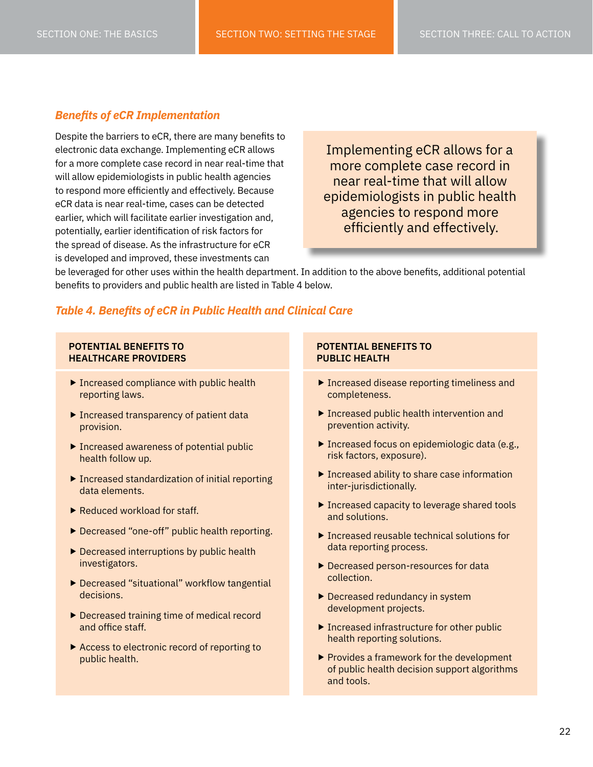### *Benefits of eCR Implementation*

Despite the barriers to eCR, there are many benefits to electronic data exchange. Implementing eCR allows for a more complete case record in near real-time that will allow epidemiologists in public health agencies to respond more efficiently and effectively. Because eCR data is near real-time, cases can be detected earlier, which will facilitate earlier investigation and, potentially, earlier identification of risk factors for the spread of disease. As the infrastructure for eCR is developed and improved, these investments can be leveraged for other uses within the health department. In addition to the above benefits, additional potential benefits to providers and public health are listed in Table 4 below.

> Implementing eCR allows for a more complete case record in near real-time that will allow epidemiologists in public health agencies to respond more efficiently and effectively.

### *Table 4. Benefits of eCR in Public Health and Clinical Care*

| POTENTIAL BENEFITS TO HEALTHCARE PROVIDERS | POTENTIAL BENEFITS TO PUBLIC HEALTH |
|---|---|
| ▶ Increased compliance with public health reporting laws. | ▶ Increased disease reporting timeliness and completeness. |
| ▶ Increased transparency of patient data provision. | ▶ Increased public health intervention and prevention activity. |
| ▶ Increased awareness of potential public health follow up. | ▶ Increased focus on epidemiologic data (e.g., risk factors, exposure). |
| ▶ Increased standardization of initial reporting data elements. | ▶ Increased ability to share case information inter-jurisdictionally. |
| ▶ Reduced workload for staff. | ▶ Increased capacity to leverage shared tools and solutions. |
| ▶ Decreased "one-off" public health reporting. | ▶ Increased reusable technical solutions for data reporting process. |
| ▶ Decreased interruptions by public health investigators. | ▶ Decreased person-resources for data collection. |
| ▶ Decreased "situational" workflow tangential decisions. | ▶ Decreased redundancy in system development projects. |
| ▶ Decreased training time of medical record and office staff. | ▶ Increased infrastructure for other public health reporting solutions. |
| ▶ Access to electronic record of reporting to public health. | ▶ Provides a framework for the development of public health decision support algorithms and tools. |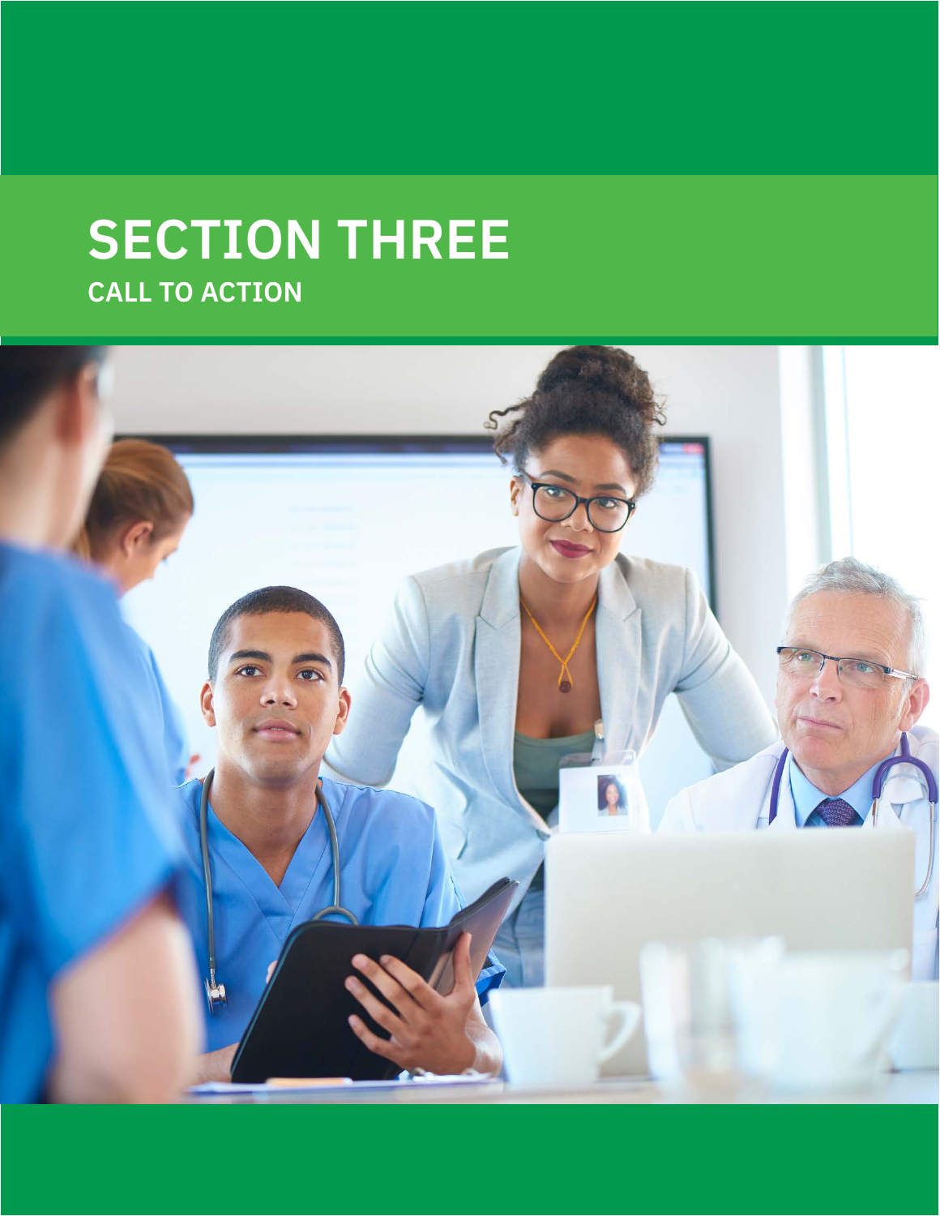# SECTION THREE

## CALL TO ACTION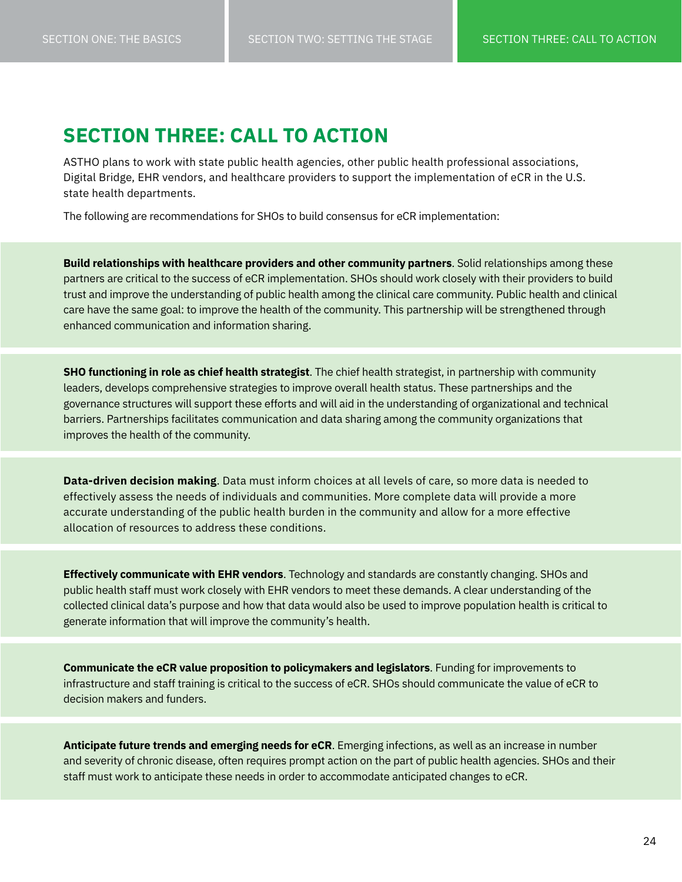# SECTION THREE: CALL TO ACTION

ASTHO plans to work with state public health agencies, other public health professional associations, Digital Bridge, EHR vendors, and healthcare providers to support the implementation of eCR in the U.S. state health departments.

The following are recommendations for SHOs to build consensus for eCR implementation:

**Build relationships with healthcare providers and other community partners**. Solid relationships among these partners are critical to the success of eCR implementation. SHOs should work closely with their providers to build trust and improve the understanding of public health among the clinical care community. Public health and clinical care have the same goal: to improve the health of the community. This partnership will be strengthened through enhanced communication and information sharing.

**SHO functioning in role as chief health strategist**. The chief health strategist, in partnership with community leaders, develops comprehensive strategies to improve overall health status. These partnerships and the governance structures will support these efforts and will aid in the understanding of organizational and technical barriers. Partnerships facilitates communication and data sharing among the community organizations that improves the health of the community.

**Data-driven decision making**. Data must inform choices at all levels of care, so more data is needed to effectively assess the needs of individuals and communities. More complete data will provide a more accurate understanding of the public health burden in the community and allow for a more effective allocation of resources to address these conditions.

**Effectively communicate with EHR vendors**. Technology and standards are constantly changing. SHOs and public health staff must work closely with EHR vendors to meet these demands. A clear understanding of the collected clinical data's purpose and how that data would also be used to improve population health is critical to generate information that will improve the community's health.

**Communicate the eCR value proposition to policymakers and legislators**. Funding for improvements to infrastructure and staff training is critical to the success of eCR. SHOs should communicate the value of eCR to decision makers and funders.

**Anticipate future trends and emerging needs for eCR**. Emerging infections, as well as an increase in number and severity of chronic disease, often requires prompt action on the part of public health agencies. SHOs and their staff must work to anticipate these needs in order to accommodate anticipated changes to eCR.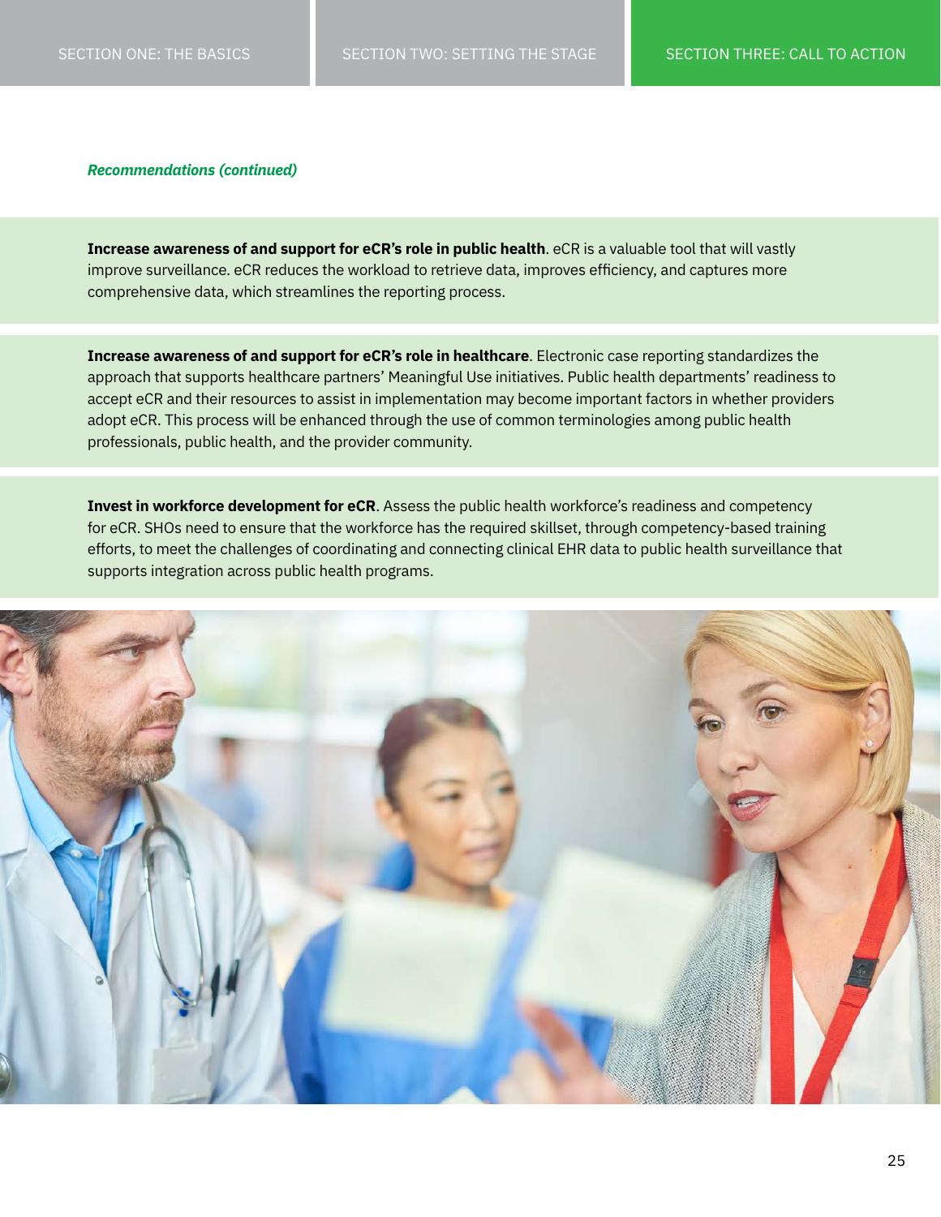*Recommendations (continued)*

**Increase awareness of and support for eCR's role in public health**. eCR is a valuable tool that will vastly improve surveillance. eCR reduces the workload to retrieve data, improves efficiency, and captures more comprehensive data, which streamlines the reporting process.

**Increase awareness of and support for eCR's role in healthcare**. Electronic case reporting standardizes the approach that supports healthcare partners' Meaningful Use initiatives. Public health departments' readiness to accept eCR and their resources to assist in implementation may become important factors in whether providers adopt eCR. This process will be enhanced through the use of common terminologies among public health professionals, public health, and the provider community.

**Invest in workforce development for eCR**. Assess the public health workforce's readiness and competency for eCR. SHOs need to ensure that the workforce has the required skillset, through competency-based training efforts, to meet the challenges of coordinating and connecting clinical EHR data to public health surveillance that supports integration across public health programs.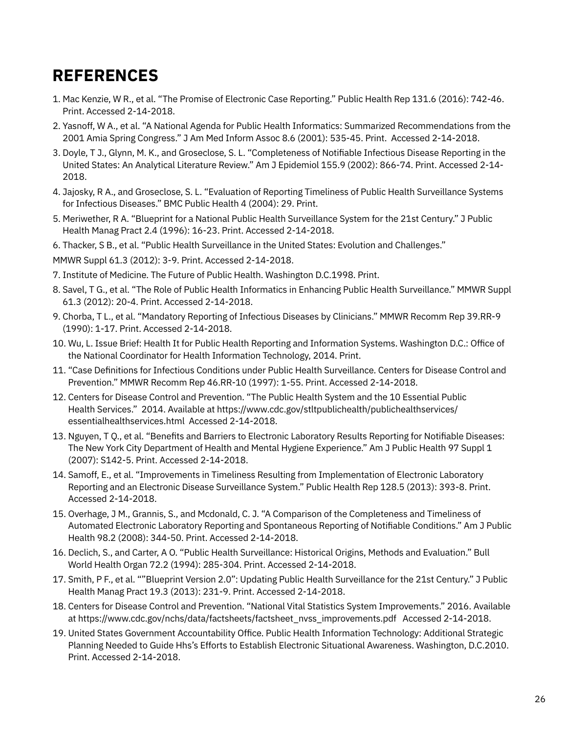# REFERENCES

1. Mac Kenzie, W R., et al. "The Promise of Electronic Case Reporting." Public Health Rep 131.6 (2016): 742-46. Print. Accessed 2-14-2018.
2. Yasnoff, W A., et al. "A National Agenda for Public Health Informatics: Summarized Recommendations from the 2001 Amia Spring Congress." J Am Med Inform Assoc 8.6 (2001): 535-45. Print. Accessed 2-14-2018.
3. Doyle, T J., Glynn, M. K., and Groseclose, S. L. "Completeness of Notifiable Infectious Disease Reporting in the United States: An Analytical Literature Review." Am J Epidemiol 155.9 (2002): 866-74. Print. Accessed 2-14-2018.
4. Jajosky, R A., and Groseclose, S. L. "Evaluation of Reporting Timeliness of Public Health Surveillance Systems for Infectious Diseases." BMC Public Health 4 (2004): 29. Print.
5. Meriwether, R A. "Blueprint for a National Public Health Surveillance System for the 21st Century." J Public Health Manag Pract 2.4 (1996): 16-23. Print. Accessed 2-14-2018.
6. Thacker, S B., et al. "Public Health Surveillance in the United States: Evolution and Challenges." MMWR Suppl 61.3 (2012): 3-9. Print. Accessed 2-14-2018.
7. Institute of Medicine. The Future of Public Health. Washington D.C.1998. Print.
8. Savel, T G., et al. "The Role of Public Health Informatics in Enhancing Public Health Surveillance." MMWR Suppl 61.3 (2012): 20-4. Print. Accessed 2-14-2018.
9. Chorba, T L., et al. "Mandatory Reporting of Infectious Diseases by Clinicians." MMWR Recomm Rep 39.RR-9 (1990): 1-17. Print. Accessed 2-14-2018.
10. Wu, L. Issue Brief: Health It for Public Health Reporting and Information Systems. Washington D.C.: Office of the National Coordinator for Health Information Technology, 2014. Print.
11. "Case Definitions for Infectious Conditions under Public Health Surveillance. Centers for Disease Control and Prevention." MMWR Recomm Rep 46.RR-10 (1997): 1-55. Print. Accessed 2-14-2018.
12. Centers for Disease Control and Prevention. "The Public Health System and the 10 Essential Public Health Services." 2014. Available at https://www.cdc.gov/stltpublichealth/publichealthservices/essentialhealthservices.html Accessed 2-14-2018.
13. Nguyen, T Q., et al. "Benefits and Barriers to Electronic Laboratory Results Reporting for Notifiable Diseases: The New York City Department of Health and Mental Hygiene Experience." Am J Public Health 97 Suppl 1 (2007): S142-5. Print. Accessed 2-14-2018.
14. Samoff, E., et al. "Improvements in Timeliness Resulting from Implementation of Electronic Laboratory Reporting and an Electronic Disease Surveillance System." Public Health Rep 128.5 (2013): 393-8. Print. Accessed 2-14-2018.
15. Overhage, J M., Grannis, S., and Mcdonald, C. J. "A Comparison of the Completeness and Timeliness of Automated Electronic Laboratory Reporting and Spontaneous Reporting of Notifiable Conditions." Am J Public Health 98.2 (2008): 344-50. Print. Accessed 2-14-2018.
16. Declich, S., and Carter, A O. "Public Health Surveillance: Historical Origins, Methods and Evaluation." Bull World Health Organ 72.2 (1994): 285-304. Print. Accessed 2-14-2018.
17. Smith, P F., et al. ""Blueprint Version 2.0": Updating Public Health Surveillance for the 21st Century." J Public Health Manag Pract 19.3 (2013): 231-9. Print. Accessed 2-14-2018.
18. Centers for Disease Control and Prevention. "National Vital Statistics System Improvements." 2016. Available at https://www.cdc.gov/nchs/data/factsheets/factsheet_nvss_improvements.pdf Accessed 2-14-2018.
19. United States Government Accountability Office. Public Health Information Technology: Additional Strategic Planning Needed to Guide Hhs's Efforts to Establish Electronic Situational Awareness. Washington, D.C.2010. Print. Accessed 2-14-2018.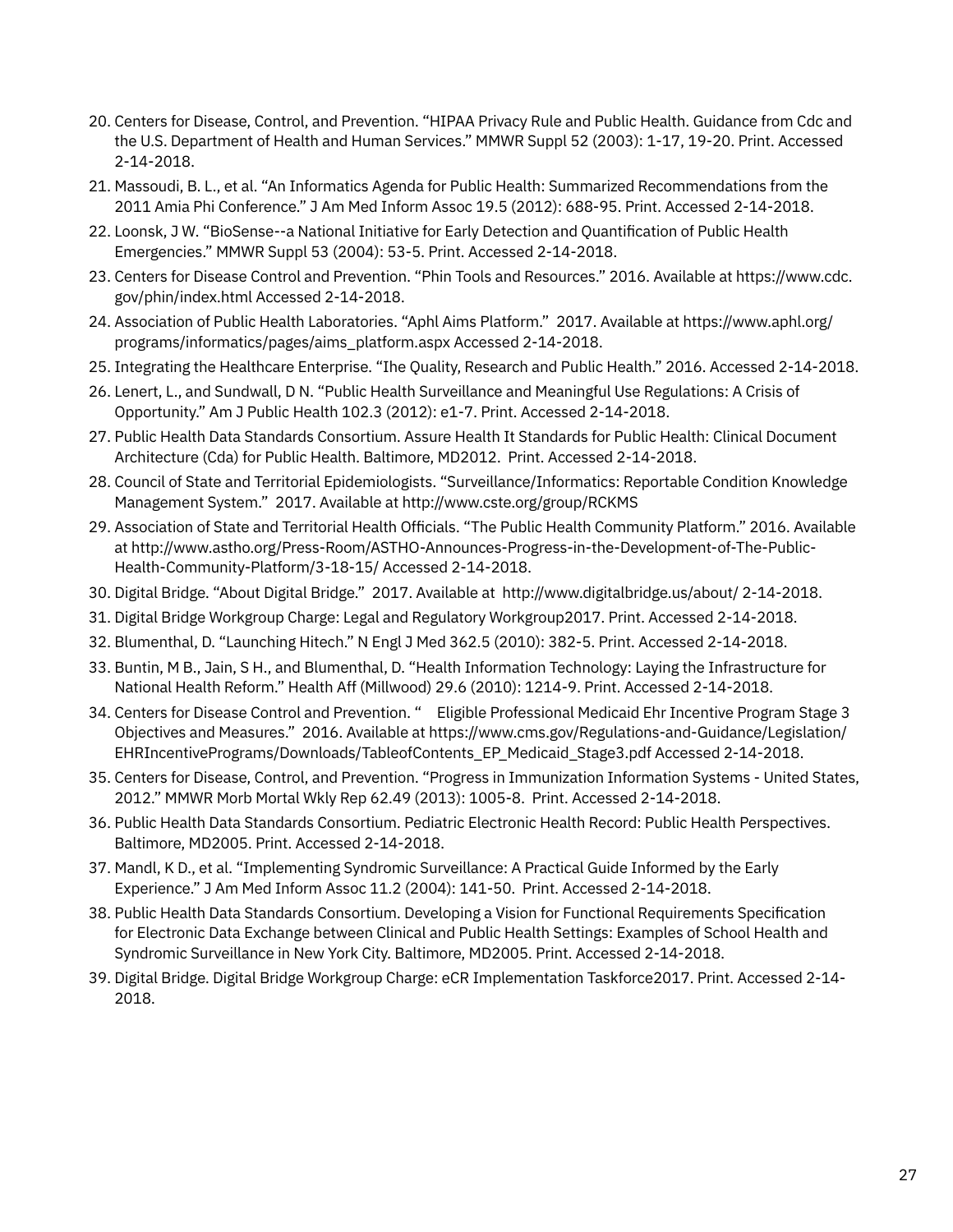20. Centers for Disease, Control, and Prevention. "HIPAA Privacy Rule and Public Health. Guidance from Cdc and the U.S. Department of Health and Human Services." MMWR Suppl 52 (2003): 1-17, 19-20. Print. Accessed 2-14-2018.
21. Massoudi, B. L., et al. "An Informatics Agenda for Public Health: Summarized Recommendations from the 2011 Amia Phi Conference." J Am Med Inform Assoc 19.5 (2012): 688-95. Print. Accessed 2-14-2018.
22. Loonsk, J W. "BioSense--a National Initiative for Early Detection and Quantification of Public Health Emergencies." MMWR Suppl 53 (2004): 53-5. Print. Accessed 2-14-2018.
23. Centers for Disease Control and Prevention. "Phin Tools and Resources." 2016. Available at https://www.cdc.gov/phin/index.html Accessed 2-14-2018.
24. Association of Public Health Laboratories. "Aphl Aims Platform." 2017. Available at https://www.aphl.org/programs/informatics/pages/aims_platform.aspx Accessed 2-14-2018.
25. Integrating the Healthcare Enterprise. "Ihe Quality, Research and Public Health." 2016. Accessed 2-14-2018.
26. Lenert, L., and Sundwall, D N. "Public Health Surveillance and Meaningful Use Regulations: A Crisis of Opportunity." Am J Public Health 102.3 (2012): e1-7. Print. Accessed 2-14-2018.
27. Public Health Data Standards Consortium. Assure Health It Standards for Public Health: Clinical Document Architecture (Cda) for Public Health. Baltimore, MD2012. Print. Accessed 2-14-2018.
28. Council of State and Territorial Epidemiologists. "Surveillance/Informatics: Reportable Condition Knowledge Management System." 2017. Available at http://www.cste.org/group/RCKMS
29. Association of State and Territorial Health Officials. "The Public Health Community Platform." 2016. Available at http://www.astho.org/Press-Room/ASTHO-Announces-Progress-in-the-Development-of-The-Public-Health-Community-Platform/3-18-15/ Accessed 2-14-2018.
30. Digital Bridge. "About Digital Bridge." 2017. Available at http://www.digitalbridge.us/about/ 2-14-2018.
31. Digital Bridge Workgroup Charge: Legal and Regulatory Workgroup2017. Print. Accessed 2-14-2018.
32. Blumenthal, D. "Launching Hitech." N Engl J Med 362.5 (2010): 382-5. Print. Accessed 2-14-2018.
33. Buntin, M B., Jain, S H., and Blumenthal, D. "Health Information Technology: Laying the Infrastructure for National Health Reform." Health Aff (Millwood) 29.6 (2010): 1214-9. Print. Accessed 2-14-2018.
34. Centers for Disease Control and Prevention. " Eligible Professional Medicaid Ehr Incentive Program Stage 3 Objectives and Measures." 2016. Available at https://www.cms.gov/Regulations-and-Guidance/Legislation/EHRIncentivePrograms/Downloads/TableofContents_EP_Medicaid_Stage3.pdf Accessed 2-14-2018.
35. Centers for Disease, Control, and Prevention. "Progress in Immunization Information Systems - United States, 2012." MMWR Morb Mortal Wkly Rep 62.49 (2013): 1005-8. Print. Accessed 2-14-2018.
36. Public Health Data Standards Consortium. Pediatric Electronic Health Record: Public Health Perspectives. Baltimore, MD2005. Print. Accessed 2-14-2018.
37. Mandl, K D., et al. "Implementing Syndromic Surveillance: A Practical Guide Informed by the Early Experience." J Am Med Inform Assoc 11.2 (2004): 141-50. Print. Accessed 2-14-2018.
38. Public Health Data Standards Consortium. Developing a Vision for Functional Requirements Specification for Electronic Data Exchange between Clinical and Public Health Settings: Examples of School Health and Syndromic Surveillance in New York City. Baltimore, MD2005. Print. Accessed 2-14-2018.
39. Digital Bridge. Digital Bridge Workgroup Charge: eCR Implementation Taskforce2017. Print. Accessed 2-14-2018.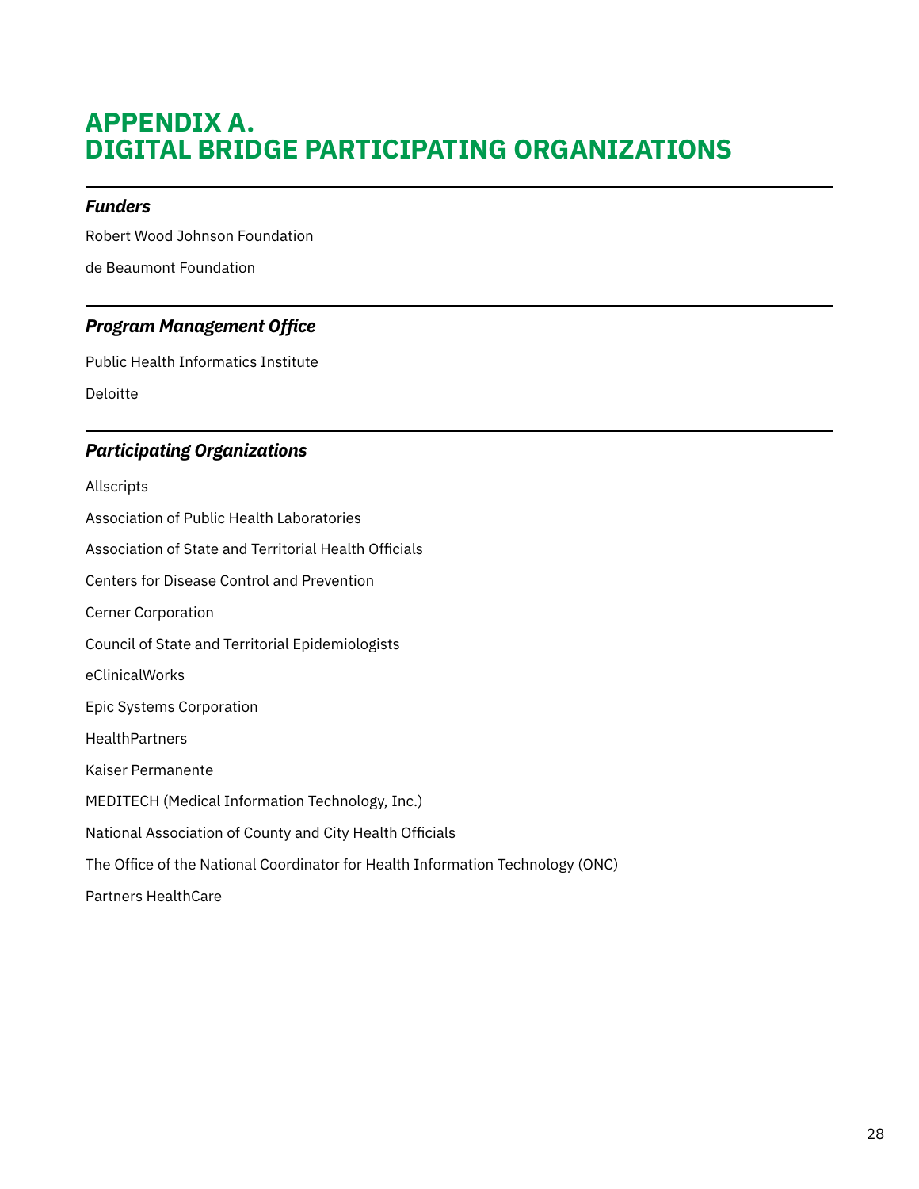# APPENDIX A. DIGITAL BRIDGE PARTICIPATING ORGANIZATIONS

### *Funders*

Robert Wood Johnson Foundation

de Beaumont Foundation

### *Program Management Office*

Public Health Informatics Institute

Deloitte

### *Participating Organizations*

Allscripts

Association of Public Health Laboratories

Association of State and Territorial Health Officials

Centers for Disease Control and Prevention

Cerner Corporation

Council of State and Territorial Epidemiologists

eClinicalWorks

Epic Systems Corporation

HealthPartners

Kaiser Permanente

MEDITECH (Medical Information Technology, Inc.)

National Association of County and City Health Officials

The Office of the National Coordinator for Health Information Technology (ONC)

Partners HealthCare